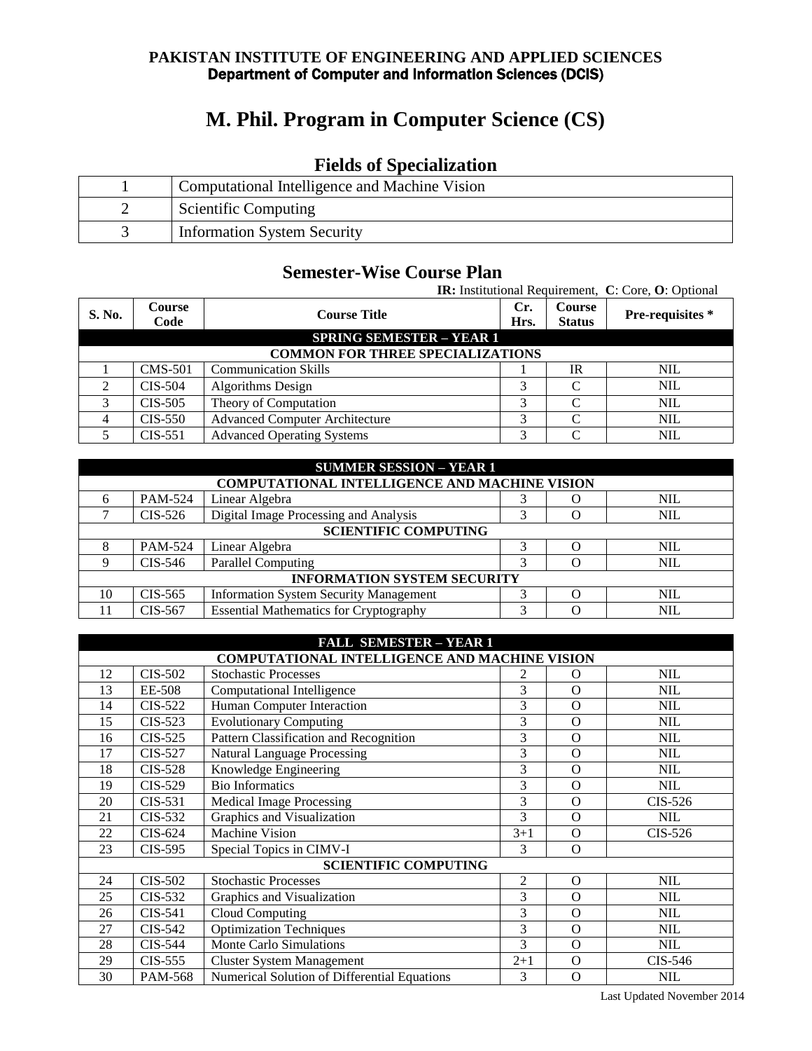**PAKISTAN INSTITUTE OF ENGINEERING AND APPLIED SCIENCES**
**Department of Computer and Information Sciences (DCIS)**

# M. Phil. Program in Computer Science (CS)

## Fields of Specialization

| | |
|---|---|
| 1 | Computational Intelligence and Machine Vision |
| 2 | Scientific Computing |
| 3 | Information System Security |

## Semester-Wise Course Plan

**IR:** Institutional Requirement, **C**: Core, **O**: Optional

| S. No. | Course Code | Course Title | Cr. Hrs. | Course Status | Pre-requisites * |
|---|---|---|---|---|---|
| **SPRING SEMESTER – YEAR 1** | | | | | |
| **COMMON FOR THREE SPECIALIZATIONS** | | | | | |
| 1 | CMS-501 | Communication Skills | 1 | IR | NIL |
| 2 | CIS-504 | Algorithms Design | 3 | C | NIL |
| 3 | CIS-505 | Theory of Computation | 3 | C | NIL |
| 4 | CIS-550 | Advanced Computer Architecture | 3 | C | NIL |
| 5 | CIS-551 | Advanced Operating Systems | 3 | C | NIL |

| S. No. | Course Code | Course Title | Cr. Hrs. | Course Status | Pre-requisites * |
|---|---|---|---|---|---|
| **SUMMER SESSION – YEAR 1** | | | | | |
| **COMPUTATIONAL INTELLIGENCE AND MACHINE VISION** | | | | | |
| 6 | PAM-524 | Linear Algebra | 3 | O | NIL |
| 7 | CIS-526 | Digital Image Processing and Analysis | 3 | O | NIL |
| **SCIENTIFIC COMPUTING** | | | | | |
| 8 | PAM-524 | Linear Algebra | 3 | O | NIL |
| 9 | CIS-546 | Parallel Computing | 3 | O | NIL |
| **INFORMATION SYSTEM SECURITY** | | | | | |
| 10 | CIS-565 | Information System Security Management | 3 | O | NIL |
| 11 | CIS-567 | Essential Mathematics for Cryptography | 3 | O | NIL |

| S. No. | Course Code | Course Title | Cr. Hrs. | Course Status | Pre-requisites * |
|---|---|---|---|---|---|
| **FALL SEMESTER – YEAR 1** | | | | | |
| **COMPUTATIONAL INTELLIGENCE AND MACHINE VISION** | | | | | |
| 12 | CIS-502 | Stochastic Processes | 2 | O | NIL |
| 13 | EE-508 | Computational Intelligence | 3 | O | NIL |
| 14 | CIS-522 | Human Computer Interaction | 3 | O | NIL |
| 15 | CIS-523 | Evolutionary Computing | 3 | O | NIL |
| 16 | CIS-525 | Pattern Classification and Recognition | 3 | O | NIL |
| 17 | CIS-527 | Natural Language Processing | 3 | O | NIL |
| 18 | CIS-528 | Knowledge Engineering | 3 | O | NIL |
| 19 | CIS-529 | Bio Informatics | 3 | O | NIL |
| 20 | CIS-531 | Medical Image Processing | 3 | O | CIS-526 |
| 21 | CIS-532 | Graphics and Visualization | 3 | O | NIL |
| 22 | CIS-624 | Machine Vision | 3+1 | O | CIS-526 |
| 23 | CIS-595 | Special Topics in CIMV-I | 3 | O | |
| **SCIENTIFIC COMPUTING** | | | | | |
| 24 | CIS-502 | Stochastic Processes | 2 | O | NIL |
| 25 | CIS-532 | Graphics and Visualization | 3 | O | NIL |
| 26 | CIS-541 | Cloud Computing | 3 | O | NIL |
| 27 | CIS-542 | Optimization Techniques | 3 | O | NIL |
| 28 | CIS-544 | Monte Carlo Simulations | 3 | O | NIL |
| 29 | CIS-555 | Cluster System Management | 2+1 | O | CIS-546 |
| 30 | PAM-568 | Numerical Solution of Differential Equations | 3 | O | NIL |

Last Updated November 2014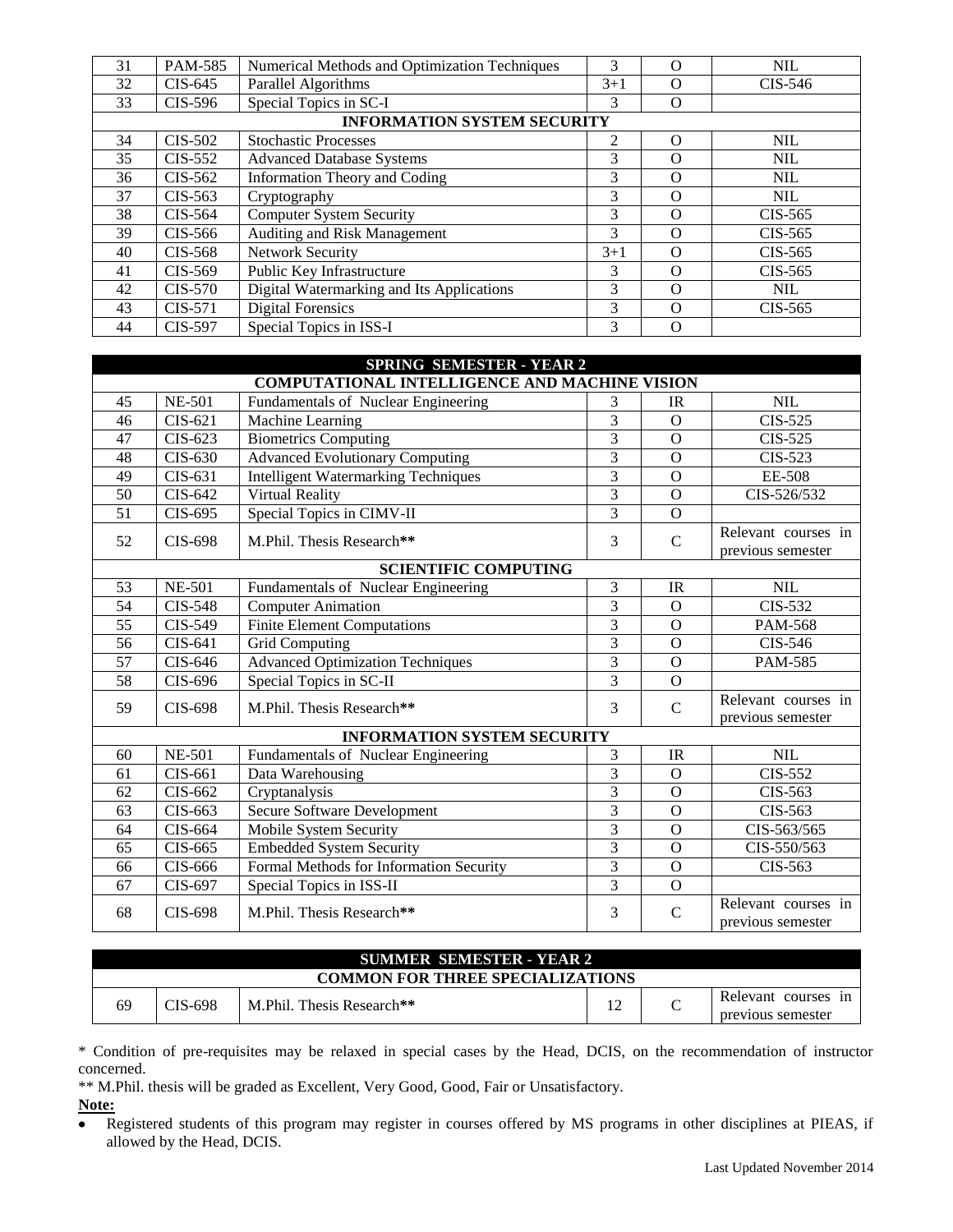| | | | | | |
|---|---|---|---|---|---|
| 31 | PAM-585 | Numerical Methods and Optimization Techniques | 3 | O | NIL |
| 32 | CIS-645 | Parallel Algorithms | 3+1 | O | CIS-546 |
| 33 | CIS-596 | Special Topics in SC-I | 3 | O | |
| **INFORMATION SYSTEM SECURITY** | | | | | |
| 34 | CIS-502 | Stochastic Processes | 2 | O | NIL |
| 35 | CIS-552 | Advanced Database Systems | 3 | O | NIL |
| 36 | CIS-562 | Information Theory and Coding | 3 | O | NIL |
| 37 | CIS-563 | Cryptography | 3 | O | NIL |
| 38 | CIS-564 | Computer System Security | 3 | O | CIS-565 |
| 39 | CIS-566 | Auditing and Risk Management | 3 | O | CIS-565 |
| 40 | CIS-568 | Network Security | 3+1 | O | CIS-565 |
| 41 | CIS-569 | Public Key Infrastructure | 3 | O | CIS-565 |
| 42 | CIS-570 | Digital Watermarking and Its Applications | 3 | O | NIL |
| 43 | CIS-571 | Digital Forensics | 3 | O | CIS-565 |
| 44 | CIS-597 | Special Topics in ISS-I | 3 | O | |

| **SPRING SEMESTER - YEAR 2** | | | | | |
|---|---|---|---|---|---|
| **COMPUTATIONAL INTELLIGENCE AND MACHINE VISION** | | | | | |
| 45 | NE-501 | Fundamentals of Nuclear Engineering | 3 | IR | NIL |
| 46 | CIS-621 | Machine Learning | 3 | O | CIS-525 |
| 47 | CIS-623 | Biometrics Computing | 3 | O | CIS-525 |
| 48 | CIS-630 | Advanced Evolutionary Computing | 3 | O | CIS-523 |
| 49 | CIS-631 | Intelligent Watermarking Techniques | 3 | O | EE-508 |
| 50 | CIS-642 | Virtual Reality | 3 | O | CIS-526/532 |
| 51 | CIS-695 | Special Topics in CIMV-II | 3 | O | |
| 52 | CIS-698 | M.Phil. Thesis Research** | 3 | C | Relevant courses in previous semester |
| **SCIENTIFIC COMPUTING** | | | | | |
| 53 | NE-501 | Fundamentals of Nuclear Engineering | 3 | IR | NIL |
| 54 | CIS-548 | Computer Animation | 3 | O | CIS-532 |
| 55 | CIS-549 | Finite Element Computations | 3 | O | PAM-568 |
| 56 | CIS-641 | Grid Computing | 3 | O | CIS-546 |
| 57 | CIS-646 | Advanced Optimization Techniques | 3 | O | PAM-585 |
| 58 | CIS-696 | Special Topics in SC-II | 3 | O | |
| 59 | CIS-698 | M.Phil. Thesis Research** | 3 | C | Relevant courses in previous semester |
| **INFORMATION SYSTEM SECURITY** | | | | | |
| 60 | NE-501 | Fundamentals of Nuclear Engineering | 3 | IR | NIL |
| 61 | CIS-661 | Data Warehousing | 3 | O | CIS-552 |
| 62 | CIS-662 | Cryptanalysis | 3 | O | CIS-563 |
| 63 | CIS-663 | Secure Software Development | 3 | O | CIS-563 |
| 64 | CIS-664 | Mobile System Security | 3 | O | CIS-563/565 |
| 65 | CIS-665 | Embedded System Security | 3 | O | CIS-550/563 |
| 66 | CIS-666 | Formal Methods for Information Security | 3 | O | CIS-563 |
| 67 | CIS-697 | Special Topics in ISS-II | 3 | O | |
| 68 | CIS-698 | M.Phil. Thesis Research** | 3 | C | Relevant courses in previous semester |

| **SUMMER SEMESTER - YEAR 2** | | | | | |
|---|---|---|---|---|---|
| **COMMON FOR THREE SPECIALIZATIONS** | | | | | |
| 69 | CIS-698 | M.Phil. Thesis Research** | 12 | C | Relevant courses in previous semester |

* Condition of pre-requisites may be relaxed in special cases by the Head, DCIS, on the recommendation of instructor concerned.

** M.Phil. thesis will be graded as Excellent, Very Good, Good, Fair or Unsatisfactory.

**Note:**

- Registered students of this program may register in courses offered by MS programs in other disciplines at PIEAS, if allowed by the Head, DCIS.

Last Updated November 2014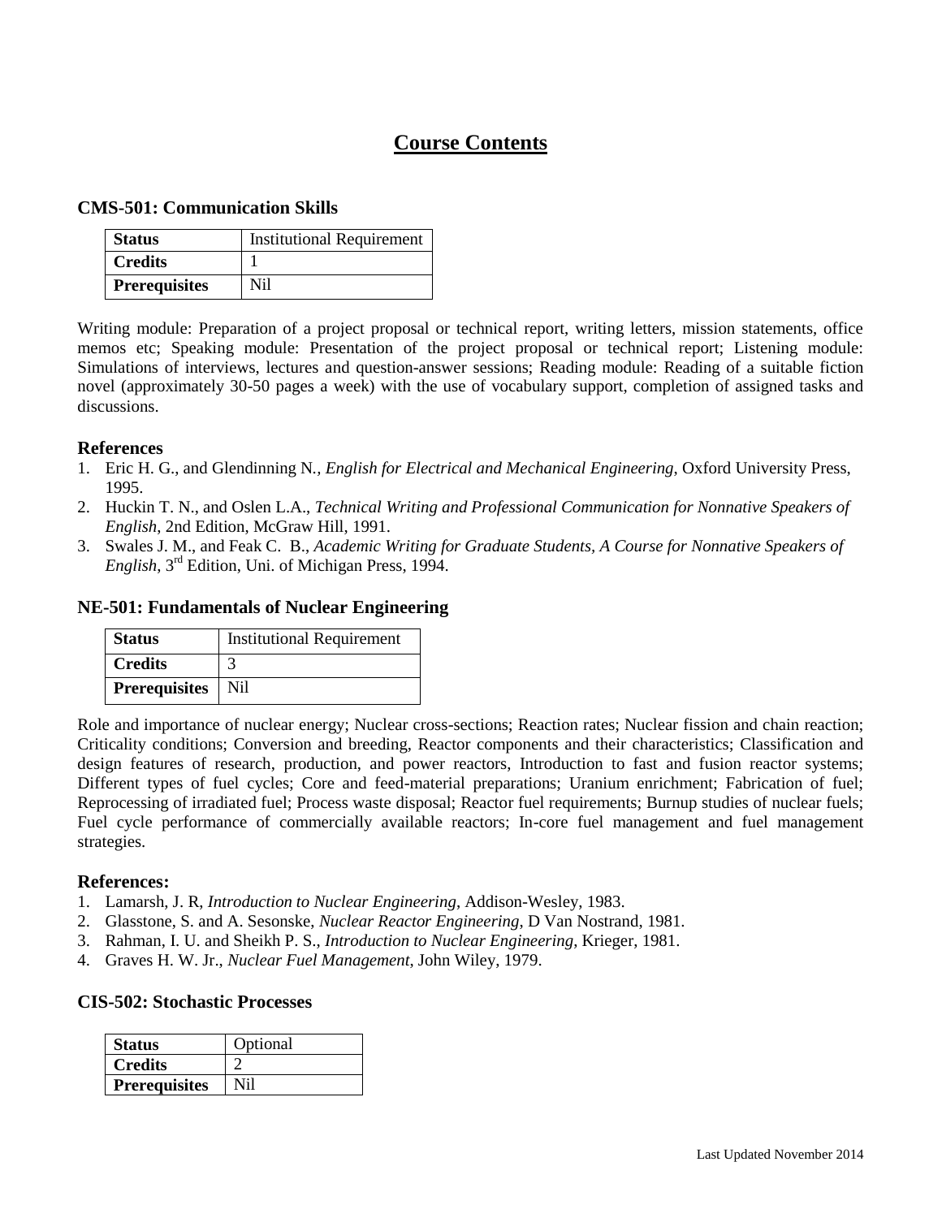# Course Contents

### CMS-501: Communication Skills

| **Status** | Institutional Requirement |
|---|---|
| **Credits** | 1 |
| **Prerequisites** | Nil |

Writing module: Preparation of a project proposal or technical report, writing letters, mission statements, office memos etc; Speaking module: Presentation of the project proposal or technical report; Listening module: Simulations of interviews, lectures and question-answer sessions; Reading module: Reading of a suitable fiction novel (approximately 30-50 pages a week) with the use of vocabulary support, completion of assigned tasks and discussions.

### References

1. Eric H. G., and Glendinning N., *English for Electrical and Mechanical Engineering*, Oxford University Press, 1995.
2. Huckin T. N., and Oslen L.A., *Technical Writing and Professional Communication for Nonnative Speakers of English*, 2nd Edition, McGraw Hill, 1991.
3. Swales J. M., and Feak C. B., *Academic Writing for Graduate Students, A Course for Nonnative Speakers of English*, 3rd Edition, Uni. of Michigan Press, 1994.

### NE-501: Fundamentals of Nuclear Engineering

| **Status** | Institutional Requirement |
|---|---|
| **Credits** | 3 |
| **Prerequisites** | Nil |

Role and importance of nuclear energy; Nuclear cross-sections; Reaction rates; Nuclear fission and chain reaction; Criticality conditions; Conversion and breeding, Reactor components and their characteristics; Classification and design features of research, production, and power reactors, Introduction to fast and fusion reactor systems; Different types of fuel cycles; Core and feed-material preparations; Uranium enrichment; Fabrication of fuel; Reprocessing of irradiated fuel; Process waste disposal; Reactor fuel requirements; Burnup studies of nuclear fuels; Fuel cycle performance of commercially available reactors; In-core fuel management and fuel management strategies.

### References:

1. Lamarsh, J. R, *Introduction to Nuclear Engineering*, Addison-Wesley, 1983.
2. Glasstone, S. and A. Sesonske, *Nuclear Reactor Engineering*, D Van Nostrand, 1981.
3. Rahman, I. U. and Sheikh P. S., *Introduction to Nuclear Engineering*, Krieger, 1981.
4. Graves H. W. Jr., *Nuclear Fuel Management*, John Wiley, 1979.

### CIS-502: Stochastic Processes

| **Status** | Optional |
|---|---|
| **Credits** | 2 |
| **Prerequisites** | Nil |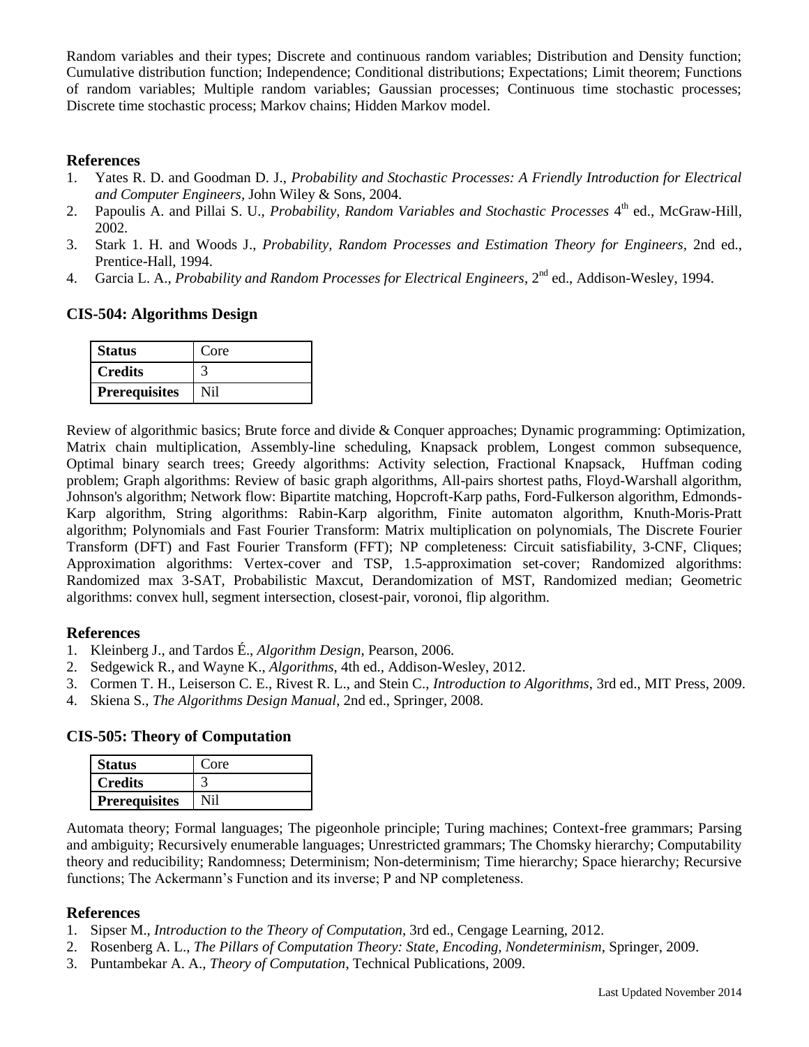Random variables and their types; Discrete and continuous random variables; Distribution and Density function; Cumulative distribution function; Independence; Conditional distributions; Expectations; Limit theorem; Functions of random variables; Multiple random variables; Gaussian processes; Continuous time stochastic processes; Discrete time stochastic process; Markov chains; Hidden Markov model.

### References

1. Yates R. D. and Goodman D. J., *Probability and Stochastic Processes: A Friendly Introduction for Electrical and Computer Engineers,* John Wiley & Sons, 2004.
2. Papoulis A. and Pillai S. U., *Probability, Random Variables and Stochastic Processes* 4th ed., McGraw-Hill, 2002.
3. Stark 1. H. and Woods J., *Probability, Random Processes and Estimation Theory for Engineers*, 2nd ed., Prentice-Hall, 1994.
4. Garcia L. A., *Probability and Random Processes for Electrical Engineers*, 2nd ed., Addison-Wesley, 1994.

## CIS-504: Algorithms Design

| **Status** | Core |
|---|---|
| **Credits** | 3 |
| **Prerequisites** | Nil |

Review of algorithmic basics; Brute force and divide & Conquer approaches; Dynamic programming: Optimization, Matrix chain multiplication, Assembly-line scheduling, Knapsack problem, Longest common subsequence, Optimal binary search trees; Greedy algorithms: Activity selection, Fractional Knapsack, Huffman coding problem; Graph algorithms: Review of basic graph algorithms, All-pairs shortest paths, Floyd-Warshall algorithm, Johnson's algorithm; Network flow: Bipartite matching, Hopcroft-Karp paths, Ford-Fulkerson algorithm, Edmonds-Karp algorithm, String algorithms: Rabin-Karp algorithm, Finite automaton algorithm, Knuth-Moris-Pratt algorithm; Polynomials and Fast Fourier Transform: Matrix multiplication on polynomials, The Discrete Fourier Transform (DFT) and Fast Fourier Transform (FFT); NP completeness: Circuit satisfiability, 3-CNF, Cliques; Approximation algorithms: Vertex-cover and TSP, 1.5-approximation set-cover; Randomized algorithms: Randomized max 3-SAT, Probabilistic Maxcut, Derandomization of MST, Randomized median; Geometric algorithms: convex hull, segment intersection, closest-pair, voronoi, flip algorithm.

### References

1. Kleinberg J., and Tardos É., *Algorithm Design*, Pearson, 2006.
2. Sedgewick R., and Wayne K., *Algorithms*, 4th ed., Addison-Wesley, 2012.
3. Cormen T. H., Leiserson C. E., Rivest R. L., and Stein C., *Introduction to Algorithms*, 3rd ed., MIT Press, 2009.
4. Skiena S., *The Algorithms Design Manual*, 2nd ed., Springer, 2008.

## CIS-505: Theory of Computation

| **Status** | Core |
|---|---|
| **Credits** | 3 |
| **Prerequisites** | Nil |

Automata theory; Formal languages; The pigeonhole principle; Turing machines; Context-free grammars; Parsing and ambiguity; Recursively enumerable languages; Unrestricted grammars; The Chomsky hierarchy; Computability theory and reducibility; Randomness; Determinism; Non-determinism; Time hierarchy; Space hierarchy; Recursive functions; The Ackermann's Function and its inverse; P and NP completeness.

### References

1. Sipser M., *Introduction to the Theory of Computation*, 3rd ed., Cengage Learning, 2012.
2. Rosenberg A. L., *The Pillars of Computation Theory: State, Encoding, Nondeterminism*, Springer, 2009.
3. Puntambekar A. A., *Theory of Computation*, Technical Publications, 2009.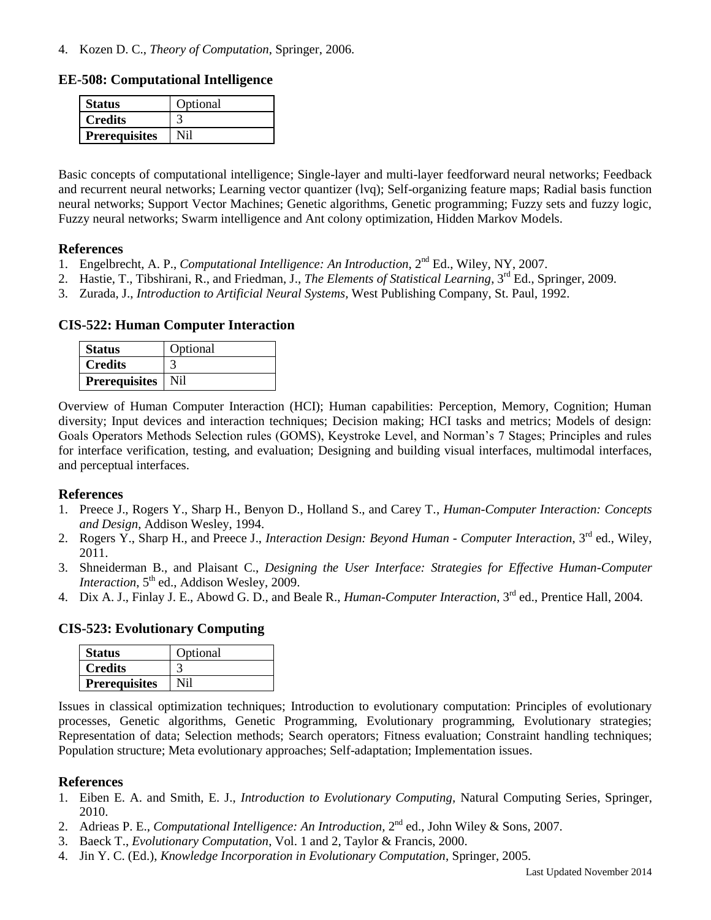4. Kozen D. C., *Theory of Computation*, Springer, 2006.

## EE-508: Computational Intelligence

| **Status** | Optional |
|---|---|
| **Credits** | 3 |
| **Prerequisites** | Nil |

Basic concepts of computational intelligence; Single-layer and multi-layer feedforward neural networks; Feedback and recurrent neural networks; Learning vector quantizer (lvq); Self-organizing feature maps; Radial basis function neural networks; Support Vector Machines; Genetic algorithms, Genetic programming; Fuzzy sets and fuzzy logic, Fuzzy neural networks; Swarm intelligence and Ant colony optimization, Hidden Markov Models.

### References

1. Engelbrecht, A. P., *Computational Intelligence: An Introduction*, 2nd Ed., Wiley, NY, 2007.
2. Hastie, T., Tibshirani, R., and Friedman, J., *The Elements of Statistical Learning*, 3rd Ed., Springer, 2009.
3. Zurada, J., *Introduction to Artificial Neural Systems*, West Publishing Company, St. Paul, 1992.

## CIS-522: Human Computer Interaction

| **Status** | Optional |
|---|---|
| **Credits** | 3 |
| **Prerequisites** | Nil |

Overview of Human Computer Interaction (HCI); Human capabilities: Perception, Memory, Cognition; Human diversity; Input devices and interaction techniques; Decision making; HCI tasks and metrics; Models of design: Goals Operators Methods Selection rules (GOMS), Keystroke Level, and Norman's 7 Stages; Principles and rules for interface verification, testing, and evaluation; Designing and building visual interfaces, multimodal interfaces, and perceptual interfaces.

### References

1. Preece J., Rogers Y., Sharp H., Benyon D., Holland S., and Carey T., *Human-Computer Interaction: Concepts and Design*, Addison Wesley, 1994.
2. Rogers Y., Sharp H., and Preece J., *Interaction Design: Beyond Human - Computer Interaction*, 3rd ed., Wiley, 2011.
3. Shneiderman B., and Plaisant C., *Designing the User Interface: Strategies for Effective Human-Computer Interaction*, 5th ed., Addison Wesley, 2009.
4. Dix A. J., Finlay J. E., Abowd G. D., and Beale R., *Human-Computer Interaction*, 3rd ed., Prentice Hall, 2004.

## CIS-523: Evolutionary Computing

| **Status** | Optional |
|---|---|
| **Credits** | 3 |
| **Prerequisites** | Nil |

Issues in classical optimization techniques; Introduction to evolutionary computation: Principles of evolutionary processes, Genetic algorithms, Genetic Programming, Evolutionary programming, Evolutionary strategies; Representation of data; Selection methods; Search operators; Fitness evaluation; Constraint handling techniques; Population structure; Meta evolutionary approaches; Self-adaptation; Implementation issues.

### References

1. Eiben E. A. and Smith, E. J., *Introduction to Evolutionary Computing*, Natural Computing Series, Springer, 2010.
2. Adrieas P. E., *Computational Intelligence: An Introduction*, 2nd ed., John Wiley & Sons, 2007.
3. Baeck T., *Evolutionary Computation*, Vol. 1 and 2, Taylor & Francis, 2000.
4. Jin Y. C. (Ed.), *Knowledge Incorporation in Evolutionary Computation*, Springer, 2005.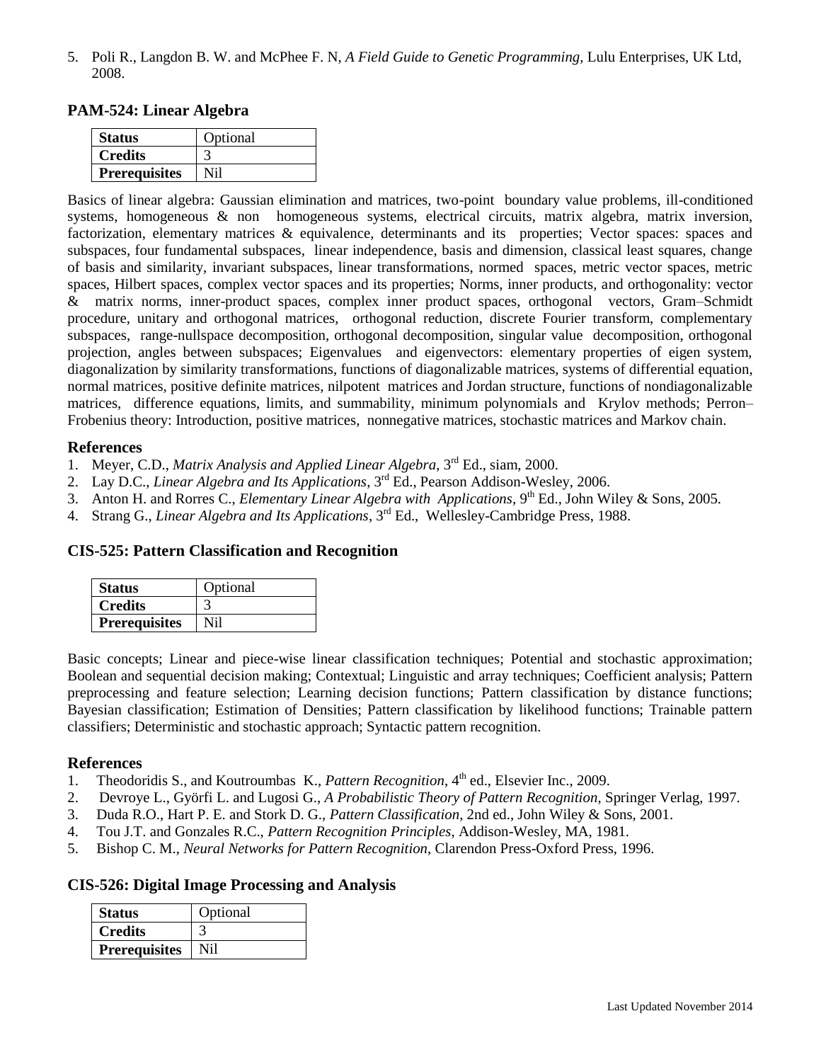5. Poli R., Langdon B. W. and McPhee F. N, *A Field Guide to Genetic Programming*, Lulu Enterprises, UK Ltd, 2008.

## PAM-524: Linear Algebra

| **Status** | Optional |
|---|---|
| **Credits** | 3 |
| **Prerequisites** | Nil |

Basics of linear algebra: Gaussian elimination and matrices, two-point boundary value problems, ill-conditioned systems, homogeneous & non homogeneous systems, electrical circuits, matrix algebra, matrix inversion, factorization, elementary matrices & equivalence, determinants and its properties; Vector spaces: spaces and subspaces, four fundamental subspaces, linear independence, basis and dimension, classical least squares, change of basis and similarity, invariant subspaces, linear transformations, normed spaces, metric vector spaces, metric spaces, Hilbert spaces, complex vector spaces and its properties; Norms, inner products, and orthogonality: vector & matrix norms, inner-product spaces, complex inner product spaces, orthogonal vectors, Gram–Schmidt procedure, unitary and orthogonal matrices, orthogonal reduction, discrete Fourier transform, complementary subspaces, range-nullspace decomposition, orthogonal decomposition, singular value decomposition, orthogonal projection, angles between subspaces; Eigenvalues and eigenvectors: elementary properties of eigen system, diagonalization by similarity transformations, functions of diagonalizable matrices, systems of differential equation, normal matrices, positive definite matrices, nilpotent matrices and Jordan structure, functions of nondiagonalizable matrices, difference equations, limits, and summability, minimum polynomials and Krylov methods; Perron–Frobenius theory: Introduction, positive matrices, nonnegative matrices, stochastic matrices and Markov chain.

### References

1. Meyer, C.D., *Matrix Analysis and Applied Linear Algebra*, 3rd Ed., siam, 2000.
2. Lay D.C., *Linear Algebra and Its Applications*, 3rd Ed., Pearson Addison-Wesley, 2006.
3. Anton H. and Rorres C., *Elementary Linear Algebra with Applications*, 9th Ed., John Wiley & Sons, 2005.
4. Strang G., *Linear Algebra and Its Applications*, 3rd Ed., Wellesley-Cambridge Press, 1988.

## CIS-525: Pattern Classification and Recognition

| **Status** | Optional |
|---|---|
| **Credits** | 3 |
| **Prerequisites** | Nil |

Basic concepts; Linear and piece-wise linear classification techniques; Potential and stochastic approximation; Boolean and sequential decision making; Contextual; Linguistic and array techniques; Coefficient analysis; Pattern preprocessing and feature selection; Learning decision functions; Pattern classification by distance functions; Bayesian classification; Estimation of Densities; Pattern classification by likelihood functions; Trainable pattern classifiers; Deterministic and stochastic approach; Syntactic pattern recognition.

### References

1. Theodoridis S., and Koutroumbas K., *Pattern Recognition*, 4th ed., Elsevier Inc., 2009.
2. Devroye L., Györfi L. and Lugosi G., *A Probabilistic Theory of Pattern Recognition*, Springer Verlag, 1997.
3. Duda R.O., Hart P. E. and Stork D. G., *Pattern Classification*, 2nd ed., John Wiley & Sons, 2001.
4. Tou J.T. and Gonzales R.C., *Pattern Recognition Principles*, Addison-Wesley, MA, 1981.
5. Bishop C. M., *Neural Networks for Pattern Recognition*, Clarendon Press-Oxford Press, 1996.

## CIS-526: Digital Image Processing and Analysis

| **Status** | Optional |
|---|---|
| **Credits** | 3 |
| **Prerequisites** | Nil |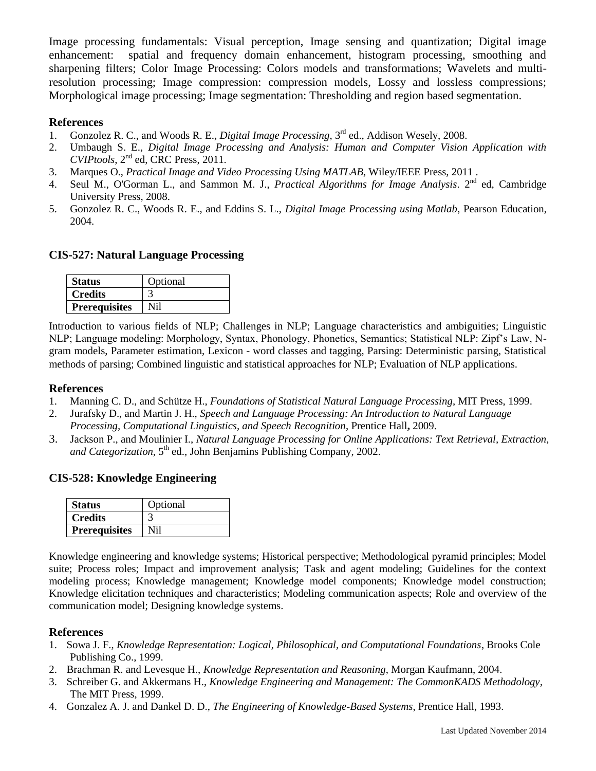Image processing fundamentals: Visual perception, Image sensing and quantization; Digital image enhancement: spatial and frequency domain enhancement, histogram processing, smoothing and sharpening filters; Color Image Processing: Colors models and transformations; Wavelets and multi-resolution processing; Image compression: compression models, Lossy and lossless compressions; Morphological image processing; Image segmentation: Thresholding and region based segmentation.

### References

1. Gonzolez R. C., and Woods R. E., *Digital Image Processing*, 3rd ed., Addison Wesely, 2008.
2. Umbaugh S. E., *Digital Image Processing and Analysis: Human and Computer Vision Application with CVIPtools*, 2nd ed, CRC Press, 2011.
3. Marques O., *Practical Image and Video Processing Using MATLAB*, Wiley/IEEE Press, 2011 .
4. Seul M., O'Gorman L., and Sammon M. J., *Practical Algorithms for Image Analysis*. 2nd ed, Cambridge University Press, 2008.
5. Gonzolez R. C., Woods R. E., and Eddins S. L., *Digital Image Processing using Matlab*, Pearson Education, 2004.

## CIS-527: Natural Language Processing

| **Status** | Optional |
|---|---|
| **Credits** | 3 |
| **Prerequisites** | Nil |

Introduction to various fields of NLP; Challenges in NLP; Language characteristics and ambiguities; Linguistic NLP; Language modeling: Morphology, Syntax, Phonology, Phonetics, Semantics; Statistical NLP: Zipf's Law, N-gram models, Parameter estimation, Lexicon - word classes and tagging, Parsing: Deterministic parsing, Statistical methods of parsing; Combined linguistic and statistical approaches for NLP; Evaluation of NLP applications.

### References

1. Manning C. D., and Schütze H., *Foundations of Statistical Natural Language Processing*, MIT Press, 1999.
2. Jurafsky D., and Martin J. H., *Speech and Language Processing: An Introduction to Natural Language Processing, Computational Linguistics, and Speech Recognition*, Prentice Hall**,** 2009.
3. Jackson P., and Moulinier I., *Natural Language Processing for Online Applications: Text Retrieval, Extraction, and Categorization*, 5th ed., John Benjamins Publishing Company, 2002.

## CIS-528: Knowledge Engineering

| **Status** | Optional |
|---|---|
| **Credits** | 3 |
| **Prerequisites** | Nil |

Knowledge engineering and knowledge systems; Historical perspective; Methodological pyramid principles; Model suite; Process roles; Impact and improvement analysis; Task and agent modeling; Guidelines for the context modeling process; Knowledge management; Knowledge model components; Knowledge model construction; Knowledge elicitation techniques and characteristics; Modeling communication aspects; Role and overview of the communication model; Designing knowledge systems.

### References

1. Sowa J. F., *Knowledge Representation: Logical, Philosophical, and Computational Foundations*, Brooks Cole Publishing Co., 1999.
2. Brachman R. and Levesque H., *Knowledge Representation and Reasoning*, Morgan Kaufmann, 2004.
3. Schreiber G. and Akkermans H., *Knowledge Engineering and Management: The CommonKADS Methodology*, The MIT Press, 1999.
4. Gonzalez A. J. and Dankel D. D., *The Engineering of Knowledge-Based Systems*, Prentice Hall, 1993.

Last Updated November 2014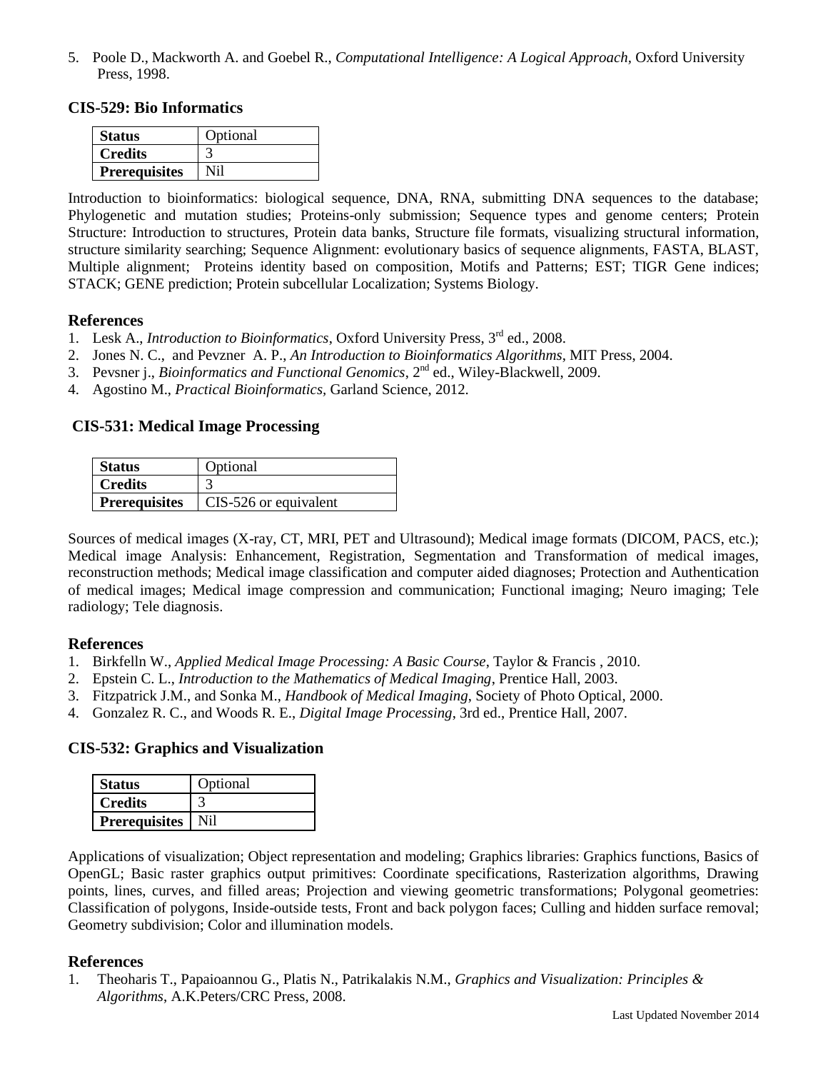5. Poole D., Mackworth A. and Goebel R., *Computational Intelligence: A Logical Approach*, Oxford University Press, 1998.

### CIS-529: Bio Informatics

| **Status** | Optional |
|---|---|
| **Credits** | 3 |
| **Prerequisites** | Nil |

Introduction to bioinformatics: biological sequence, DNA, RNA, submitting DNA sequences to the database; Phylogenetic and mutation studies; Proteins-only submission; Sequence types and genome centers; Protein Structure: Introduction to structures, Protein data banks, Structure file formats, visualizing structural information, structure similarity searching; Sequence Alignment: evolutionary basics of sequence alignments, FASTA, BLAST, Multiple alignment; Proteins identity based on composition, Motifs and Patterns; EST; TIGR Gene indices; STACK; GENE prediction; Protein subcellular Localization; Systems Biology.

#### References

1. Lesk A., *Introduction to Bioinformatics*, Oxford University Press, 3rd ed., 2008.
2. Jones N. C., and Pevzner A. P., *An Introduction to Bioinformatics Algorithms*, MIT Press, 2004.
3. Pevsner j., *Bioinformatics and Functional Genomics*, 2nd ed., Wiley-Blackwell, 2009.
4. Agostino M., *Practical Bioinformatics*, Garland Science, 2012.

### CIS-531: Medical Image Processing

| **Status** | Optional |
|---|---|
| **Credits** | 3 |
| **Prerequisites** | CIS-526 or equivalent |

Sources of medical images (X-ray, CT, MRI, PET and Ultrasound); Medical image formats (DICOM, PACS, etc.); Medical image Analysis: Enhancement, Registration, Segmentation and Transformation of medical images, reconstruction methods; Medical image classification and computer aided diagnoses; Protection and Authentication of medical images; Medical image compression and communication; Functional imaging; Neuro imaging; Tele radiology; Tele diagnosis.

#### References

1. Birkfelln W., *Applied Medical Image Processing: A Basic Course*, Taylor & Francis , 2010.
2. Epstein C. L., *Introduction to the Mathematics of Medical Imaging*, Prentice Hall, 2003.
3. Fitzpatrick J.M., and Sonka M., *Handbook of Medical Imaging*, Society of Photo Optical, 2000.
4. Gonzalez R. C., and Woods R. E., *Digital Image Processing*, 3rd ed., Prentice Hall, 2007.

### CIS-532: Graphics and Visualization

| **Status** | Optional |
|---|---|
| **Credits** | 3 |
| **Prerequisites** | Nil |

Applications of visualization; Object representation and modeling; Graphics libraries: Graphics functions, Basics of OpenGL; Basic raster graphics output primitives: Coordinate specifications, Rasterization algorithms, Drawing points, lines, curves, and filled areas; Projection and viewing geometric transformations; Polygonal geometries: Classification of polygons, Inside-outside tests, Front and back polygon faces; Culling and hidden surface removal; Geometry subdivision; Color and illumination models.

#### References

1. Theoharis T., Papaioannou G., Platis N., Patrikalakis N.M., *Graphics and Visualization: Principles & Algorithms*, A.K.Peters/CRC Press, 2008.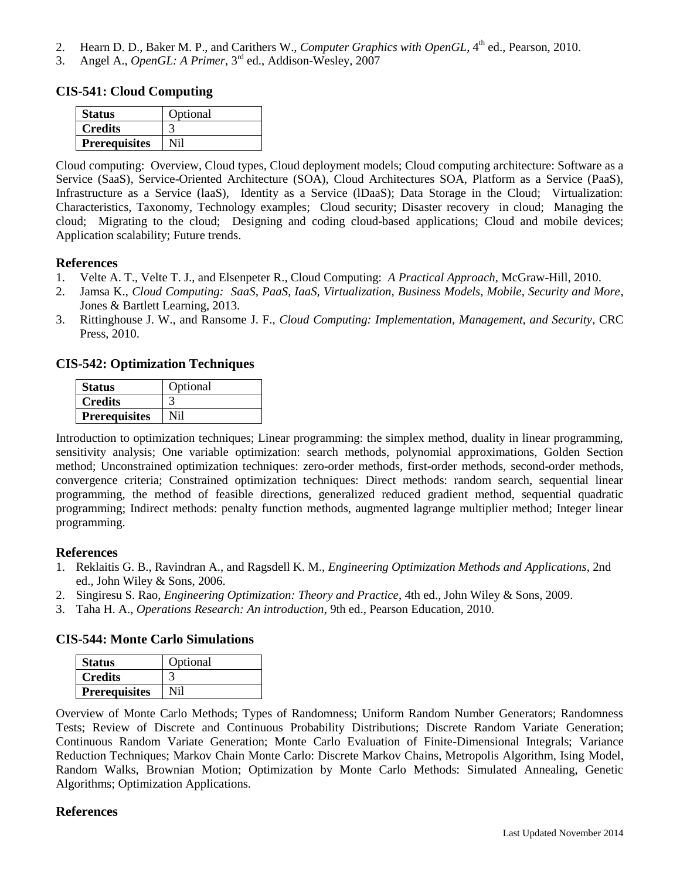2. Hearn D. D., Baker M. P., and Carithers W., *Computer Graphics with OpenGL*, 4th ed., Pearson, 2010.
3. Angel A., *OpenGL: A Primer*, 3rd ed., Addison-Wesley, 2007

### CIS-541: Cloud Computing

| **Status** | Optional |
|---|---|
| **Credits** | 3 |
| **Prerequisites** | Nil |

Cloud computing: Overview, Cloud types, Cloud deployment models; Cloud computing architecture: Software as a Service (SaaS), Service-Oriented Architecture (SOA), Cloud Architectures SOA, Platform as a Service (PaaS), Infrastructure as a Service (laaS), Identity as a Service (lDaaS); Data Storage in the Cloud; Virtualization: Characteristics, Taxonomy, Technology examples; Cloud security; Disaster recovery in cloud; Managing the cloud; Migrating to the cloud; Designing and coding cloud-based applications; Cloud and mobile devices; Application scalability; Future trends.

#### References

1. Velte A. T., Velte T. J., and Elsenpeter R., Cloud Computing: *A Practical Approach*, McGraw-Hill, 2010.
2. Jamsa K., *Cloud Computing: SaaS, PaaS, IaaS, Virtualization, Business Models, Mobile, Security and More*, Jones & Bartlett Learning, 2013.
3. Rittinghouse J. W., and Ransome J. F., *Cloud Computing: Implementation, Management, and Security*, CRC Press, 2010.

### CIS-542: Optimization Techniques

| **Status** | Optional |
|---|---|
| **Credits** | 3 |
| **Prerequisites** | Nil |

Introduction to optimization techniques; Linear programming: the simplex method, duality in linear programming, sensitivity analysis; One variable optimization: search methods, polynomial approximations, Golden Section method; Unconstrained optimization techniques: zero-order methods, first-order methods, second-order methods, convergence criteria; Constrained optimization techniques: Direct methods: random search, sequential linear programming, the method of feasible directions, generalized reduced gradient method, sequential quadratic programming; Indirect methods: penalty function methods, augmented lagrange multiplier method; Integer linear programming.

#### References

1. Reklaitis G. B., Ravindran A., and Ragsdell K. M., *Engineering Optimization Methods and Applications*, 2nd ed., John Wiley & Sons, 2006.
2. Singiresu S. Rao, *Engineering Optimization: Theory and Practice*, 4th ed., John Wiley & Sons, 2009.
3. Taha H. A., *Operations Research: An introduction*, 9th ed., Pearson Education, 2010.

### CIS-544: Monte Carlo Simulations

| **Status** | Optional |
|---|---|
| **Credits** | 3 |
| **Prerequisites** | Nil |

Overview of Monte Carlo Methods; Types of Randomness; Uniform Random Number Generators; Randomness Tests; Review of Discrete and Continuous Probability Distributions; Discrete Random Variate Generation; Continuous Random Variate Generation; Monte Carlo Evaluation of Finite-Dimensional Integrals; Variance Reduction Techniques; Markov Chain Monte Carlo: Discrete Markov Chains, Metropolis Algorithm, Ising Model, Random Walks, Brownian Motion; Optimization by Monte Carlo Methods: Simulated Annealing, Genetic Algorithms; Optimization Applications.

#### References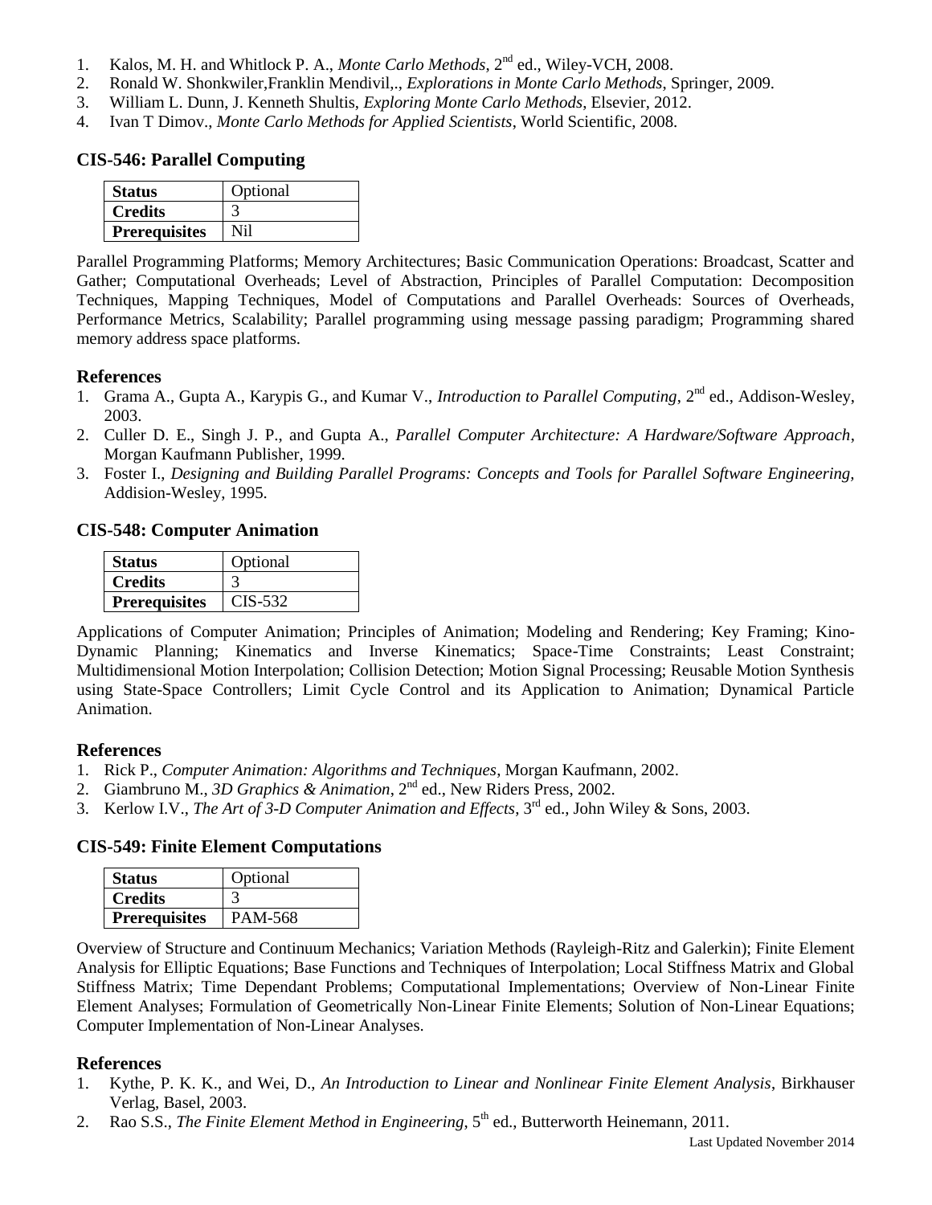1. Kalos, M. H. and Whitlock P. A., *Monte Carlo Methods*, 2nd ed., Wiley-VCH, 2008.
2. Ronald W. Shonkwiler,Franklin Mendivil,., *Explorations in Monte Carlo Methods*, Springer, 2009.
3. William L. Dunn, J. Kenneth Shultis, *Exploring Monte Carlo Methods*, Elsevier, 2012.
4. Ivan T Dimov., *Monte Carlo Methods for Applied Scientists*, World Scientific, 2008.

## CIS-546: Parallel Computing

| **Status** | Optional |
|---|---|
| **Credits** | 3 |
| **Prerequisites** | Nil |

Parallel Programming Platforms; Memory Architectures; Basic Communication Operations: Broadcast, Scatter and Gather; Computational Overheads; Level of Abstraction, Principles of Parallel Computation: Decomposition Techniques, Mapping Techniques, Model of Computations and Parallel Overheads: Sources of Overheads, Performance Metrics, Scalability; Parallel programming using message passing paradigm; Programming shared memory address space platforms.

### References

1. Grama A., Gupta A., Karypis G., and Kumar V., *Introduction to Parallel Computing*, 2nd ed., Addison-Wesley, 2003.
2. Culler D. E., Singh J. P., and Gupta A., *Parallel Computer Architecture: A Hardware/Software Approach*, Morgan Kaufmann Publisher, 1999.
3. Foster I., *Designing and Building Parallel Programs: Concepts and Tools for Parallel Software Engineering*, Addision-Wesley, 1995.

## CIS-548: Computer Animation

| **Status** | Optional |
|---|---|
| **Credits** | 3 |
| **Prerequisites** | CIS-532 |

Applications of Computer Animation; Principles of Animation; Modeling and Rendering; Key Framing; Kino-Dynamic Planning; Kinematics and Inverse Kinematics; Space-Time Constraints; Least Constraint; Multidimensional Motion Interpolation; Collision Detection; Motion Signal Processing; Reusable Motion Synthesis using State-Space Controllers; Limit Cycle Control and its Application to Animation; Dynamical Particle Animation.

### References

1. Rick P., *Computer Animation: Algorithms and Techniques*, Morgan Kaufmann, 2002.
2. Giambruno M., *3D Graphics & Animation*, 2nd ed., New Riders Press, 2002.
3. Kerlow I.V., *The Art of 3-D Computer Animation and Effects*, 3rd ed., John Wiley & Sons, 2003.

## CIS-549: Finite Element Computations

| **Status** | Optional |
|---|---|
| **Credits** | 3 |
| **Prerequisites** | PAM-568 |

Overview of Structure and Continuum Mechanics; Variation Methods (Rayleigh-Ritz and Galerkin); Finite Element Analysis for Elliptic Equations; Base Functions and Techniques of Interpolation; Local Stiffness Matrix and Global Stiffness Matrix; Time Dependant Problems; Computational Implementations; Overview of Non-Linear Finite Element Analyses; Formulation of Geometrically Non-Linear Finite Elements; Solution of Non-Linear Equations; Computer Implementation of Non-Linear Analyses.

### References

1. Kythe, P. K. K., and Wei, D., *An Introduction to Linear and Nonlinear Finite Element Analysis*, Birkhauser Verlag, Basel, 2003.
2. Rao S.S., *The Finite Element Method in Engineering*, 5th ed., Butterworth Heinemann, 2011.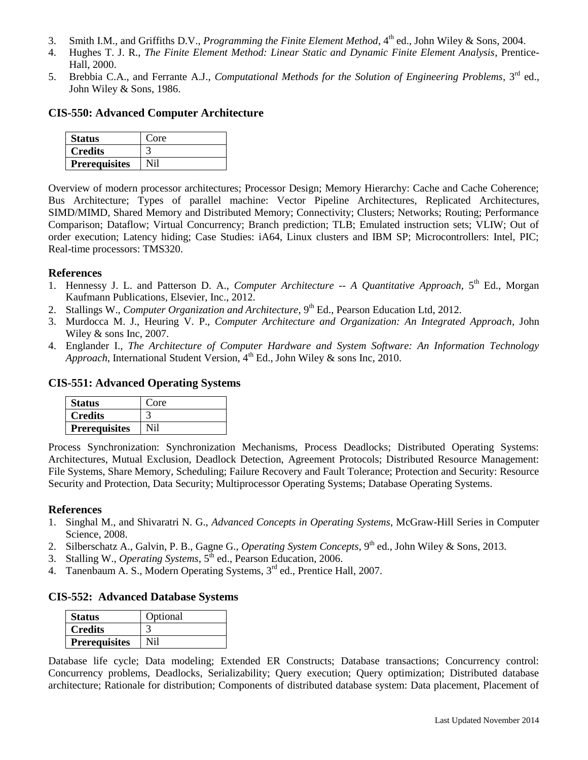3. Smith I.M., and Griffiths D.V., *Programming the Finite Element Method*, 4th ed., John Wiley & Sons, 2004.
4. Hughes T. J. R., *The Finite Element Method: Linear Static and Dynamic Finite Element Analysis*, Prentice-Hall, 2000.
5. Brebbia C.A., and Ferrante A.J., *Computational Methods for the Solution of Engineering Problems*, 3rd ed., John Wiley & Sons, 1986.

### CIS-550: Advanced Computer Architecture

| **Status** | Core |
|---|---|
| **Credits** | 3 |
| **Prerequisites** | Nil |

Overview of modern processor architectures; Processor Design; Memory Hierarchy: Cache and Cache Coherence; Bus Architecture; Types of parallel machine: Vector Pipeline Architectures, Replicated Architectures, SIMD/MIMD, Shared Memory and Distributed Memory; Connectivity; Clusters; Networks; Routing; Performance Comparison; Dataflow; Virtual Concurrency; Branch prediction; TLB; Emulated instruction sets; VLIW; Out of order execution; Latency hiding; Case Studies: iA64, Linux clusters and IBM SP; Microcontrollers: Intel, PIC; Real-time processors: TMS320.

#### References

1. Hennessy J. L. and Patterson D. A., *Computer Architecture -- A Quantitative Approach*, 5th Ed., Morgan Kaufmann Publications, Elsevier, Inc., 2012.
2. Stallings W., *Computer Organization and Architecture*, 9th Ed., Pearson Education Ltd, 2012.
3. Murdocca M. J., Heuring V. P., *Computer Architecture and Organization: An Integrated Approach*, John Wiley & sons Inc, 2007.
4. Englander I., *The Architecture of Computer Hardware and System Software: An Information Technology Approach*, International Student Version, 4th Ed., John Wiley & sons Inc, 2010.

### CIS-551: Advanced Operating Systems

| **Status** | Core |
|---|---|
| **Credits** | 3 |
| **Prerequisites** | Nil |

Process Synchronization: Synchronization Mechanisms, Process Deadlocks; Distributed Operating Systems: Architectures, Mutual Exclusion, Deadlock Detection, Agreement Protocols; Distributed Resource Management: File Systems, Share Memory, Scheduling; Failure Recovery and Fault Tolerance; Protection and Security: Resource Security and Protection, Data Security; Multiprocessor Operating Systems; Database Operating Systems.

#### References

1. Singhal M., and Shivaratri N. G., *Advanced Concepts in Operating Systems*, McGraw-Hill Series in Computer Science, 2008.
2. Silberschatz A., Galvin, P. B., Gagne G., *Operating System Concepts*, 9th ed., John Wiley & Sons, 2013.
3. Stalling W., *Operating Systems*, 5th ed., Pearson Education, 2006.
4. Tanenbaum A. S., Modern Operating Systems, 3rd ed., Prentice Hall, 2007.

### CIS-552: Advanced Database Systems

| **Status** | Optional |
|---|---|
| **Credits** | 3 |
| **Prerequisites** | Nil |

Database life cycle; Data modeling; Extended ER Constructs; Database transactions; Concurrency control: Concurrency problems, Deadlocks, Serializability; Query execution; Query optimization; Distributed database architecture; Rationale for distribution; Components of distributed database system: Data placement, Placement of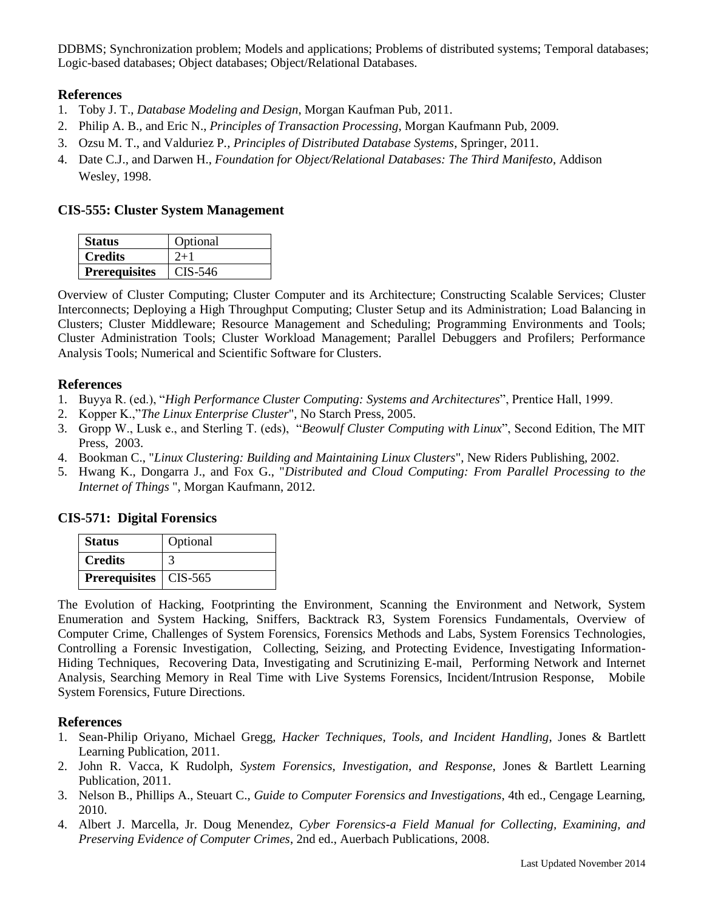DDBMS; Synchronization problem; Models and applications; Problems of distributed systems; Temporal databases; Logic-based databases; Object databases; Object/Relational Databases.

### References

1. Toby J. T., *Database Modeling and Design*, Morgan Kaufman Pub, 2011.
2. Philip A. B., and Eric N., *Principles of Transaction Processing*, Morgan Kaufmann Pub, 2009.
3. Ozsu M. T., and Valduriez P., *Principles of Distributed Database Systems*, Springer, 2011.
4. Date C.J., and Darwen H., *Foundation for Object/Relational Databases: The Third Manifesto*, Addison Wesley, 1998.

## CIS-555: Cluster System Management

| **Status** | Optional |
|---|---|
| **Credits** | 2+1 |
| **Prerequisites** | CIS-546 |

Overview of Cluster Computing; Cluster Computer and its Architecture; Constructing Scalable Services; Cluster Interconnects; Deploying a High Throughput Computing; Cluster Setup and its Administration; Load Balancing in Clusters; Cluster Middleware; Resource Management and Scheduling; Programming Environments and Tools; Cluster Administration Tools; Cluster Workload Management; Parallel Debuggers and Profilers; Performance Analysis Tools; Numerical and Scientific Software for Clusters.

### References

1. Buyya R. (ed.), "*High Performance Cluster Computing: Systems and Architectures*", Prentice Hall, 1999.
2. Kopper K.,"*The Linux Enterprise Cluster*", No Starch Press, 2005.
3. Gropp W., Lusk e., and Sterling T. (eds), "*Beowulf Cluster Computing with Linux*", Second Edition, The MIT Press, 2003.
4. Bookman C., "*Linux Clustering: Building and Maintaining Linux Clusters*", New Riders Publishing, 2002.
5. Hwang K., Dongarra J., and Fox G., "*Distributed and Cloud Computing: From Parallel Processing to the Internet of Things* ", Morgan Kaufmann, 2012.

## CIS-571: Digital Forensics

| **Status** | Optional |
|---|---|
| **Credits** | 3 |
| **Prerequisites** | CIS-565 |

The Evolution of Hacking, Footprinting the Environment, Scanning the Environment and Network, System Enumeration and System Hacking, Sniffers, Backtrack R3, System Forensics Fundamentals, Overview of Computer Crime, Challenges of System Forensics, Forensics Methods and Labs, System Forensics Technologies, Controlling a Forensic Investigation, Collecting, Seizing, and Protecting Evidence, Investigating Information-Hiding Techniques, Recovering Data, Investigating and Scrutinizing E-mail, Performing Network and Internet Analysis, Searching Memory in Real Time with Live Systems Forensics, Incident/Intrusion Response, Mobile System Forensics, Future Directions.

### References

1. Sean-Philip Oriyano, Michael Gregg, *Hacker Techniques, Tools, and Incident Handling*, Jones & Bartlett Learning Publication, 2011.
2. John R. Vacca, K Rudolph, *System Forensics, Investigation, and Response*, Jones & Bartlett Learning Publication, 2011.
3. Nelson B., Phillips A., Steuart C., *Guide to Computer Forensics and Investigations*, 4th ed., Cengage Learning, 2010.
4. Albert J. Marcella, Jr. Doug Menendez, *Cyber Forensics-a Field Manual for Collecting, Examining, and Preserving Evidence of Computer Crimes*, 2nd ed., Auerbach Publications, 2008.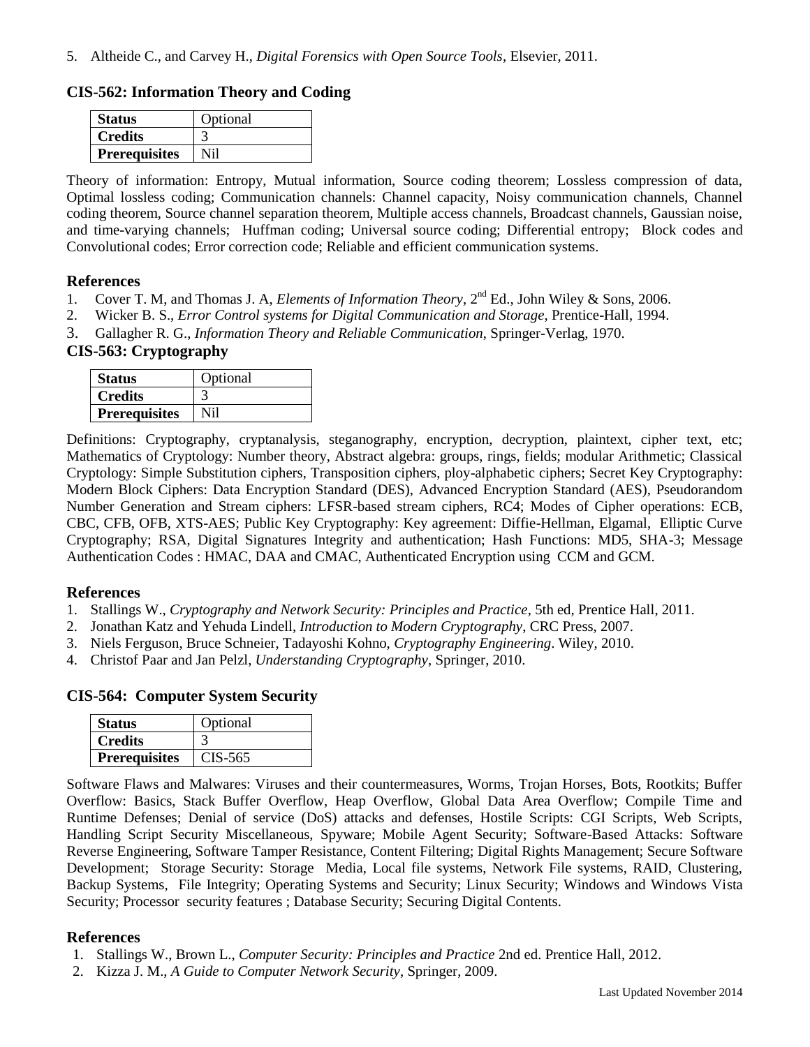5. Altheide C., and Carvey H., *Digital Forensics with Open Source Tools*, Elsevier, 2011.

## CIS-562: Information Theory and Coding

| Status | Optional |
|---|---|
| Credits | 3 |
| Prerequisites | Nil |

Theory of information: Entropy, Mutual information, Source coding theorem; Lossless compression of data, Optimal lossless coding; Communication channels: Channel capacity, Noisy communication channels, Channel coding theorem, Source channel separation theorem, Multiple access channels, Broadcast channels, Gaussian noise, and time-varying channels; Huffman coding; Universal source coding; Differential entropy; Block codes and Convolutional codes; Error correction code; Reliable and efficient communication systems.

### References

1. Cover T. M, and Thomas J. A, *Elements of Information Theory*, 2nd Ed., John Wiley & Sons, 2006.
2. Wicker B. S., *Error Control systems for Digital Communication and Storage*, Prentice-Hall, 1994.
3. Gallagher R. G., *Information Theory and Reliable Communication*, Springer-Verlag, 1970.

## CIS-563: Cryptography

| Status | Optional |
|---|---|
| Credits | 3 |
| Prerequisites | Nil |

Definitions: Cryptography, cryptanalysis, steganography, encryption, decryption, plaintext, cipher text, etc; Mathematics of Cryptology: Number theory, Abstract algebra: groups, rings, fields; modular Arithmetic; Classical Cryptology: Simple Substitution ciphers, Transposition ciphers, ploy-alphabetic ciphers; Secret Key Cryptography: Modern Block Ciphers: Data Encryption Standard (DES), Advanced Encryption Standard (AES), Pseudorandom Number Generation and Stream ciphers: LFSR-based stream ciphers, RC4; Modes of Cipher operations: ECB, CBC, CFB, OFB, XTS-AES; Public Key Cryptography: Key agreement: Diffie-Hellman, Elgamal, Elliptic Curve Cryptography; RSA, Digital Signatures Integrity and authentication; Hash Functions: MD5, SHA-3; Message Authentication Codes : HMAC, DAA and CMAC, Authenticated Encryption using CCM and GCM.

### References

1. Stallings W., *Cryptography and Network Security: Principles and Practice*, 5th ed, Prentice Hall, 2011.
2. Jonathan Katz and Yehuda Lindell, *Introduction to Modern Cryptography*, CRC Press, 2007.
3. Niels Ferguson, Bruce Schneier, Tadayoshi Kohno, *Cryptography Engineering*. Wiley, 2010.
4. Christof Paar and Jan Pelzl, *Understanding Cryptography*, Springer, 2010.

## CIS-564: Computer System Security

| Status | Optional |
|---|---|
| Credits | 3 |
| Prerequisites | CIS-565 |

Software Flaws and Malwares: Viruses and their countermeasures, Worms, Trojan Horses, Bots, Rootkits; Buffer Overflow: Basics, Stack Buffer Overflow, Heap Overflow, Global Data Area Overflow; Compile Time and Runtime Defenses; Denial of service (DoS) attacks and defenses, Hostile Scripts: CGI Scripts, Web Scripts, Handling Script Security Miscellaneous, Spyware; Mobile Agent Security; Software-Based Attacks: Software Reverse Engineering, Software Tamper Resistance, Content Filtering; Digital Rights Management; Secure Software Development; Storage Security: Storage Media, Local file systems, Network File systems, RAID, Clustering, Backup Systems, File Integrity; Operating Systems and Security; Linux Security; Windows and Windows Vista Security; Processor security features ; Database Security; Securing Digital Contents.

### References

1. Stallings W., Brown L., *Computer Security: Principles and Practice* 2nd ed. Prentice Hall, 2012.
2. Kizza J. M., *A Guide to Computer Network Security*, Springer, 2009.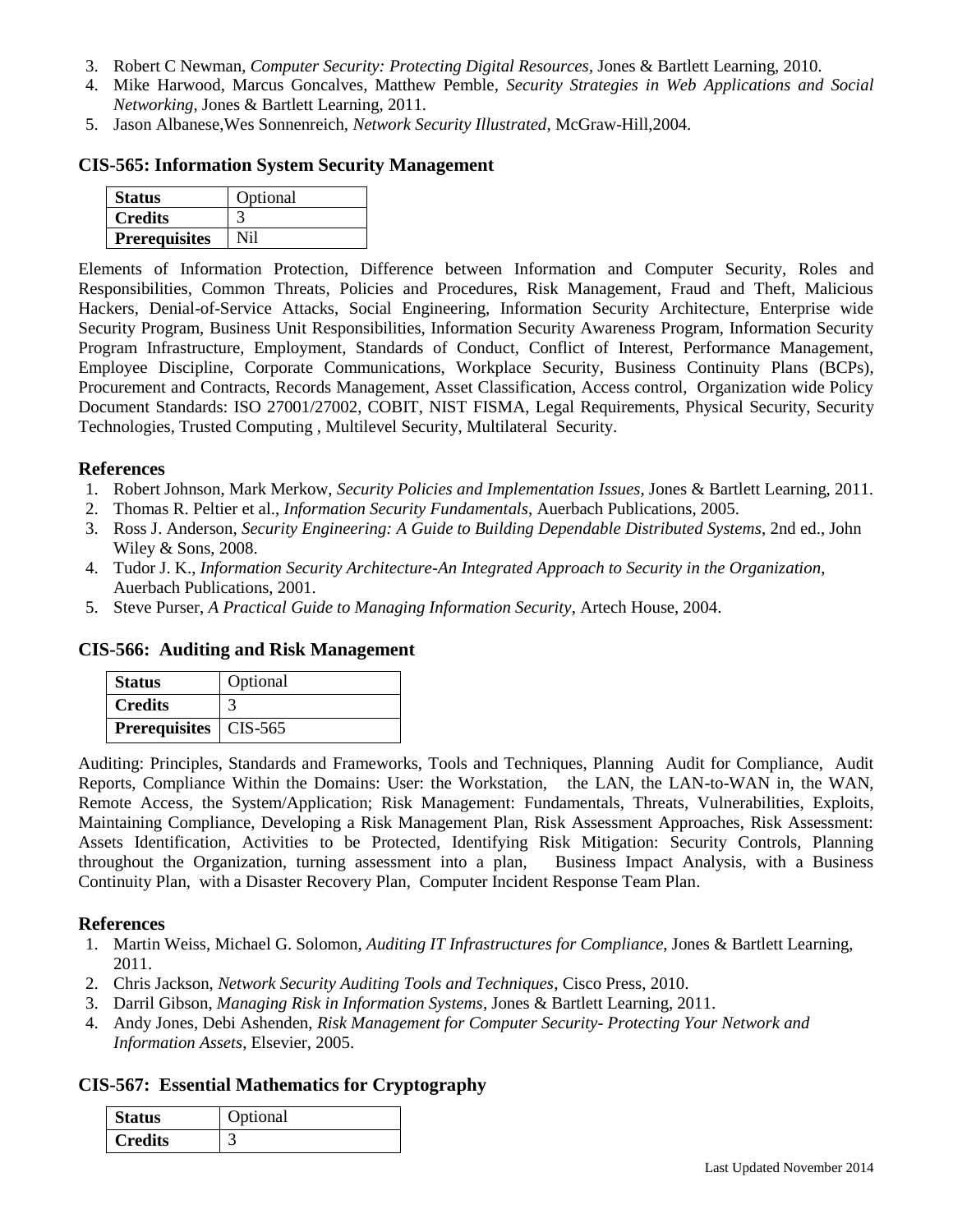3. Robert C Newman, *Computer Security: Protecting Digital Resources*, Jones & Bartlett Learning, 2010.
4. Mike Harwood, Marcus Goncalves, Matthew Pemble, *Security Strategies in Web Applications and Social Networking*, Jones & Bartlett Learning, 2011.
5. Jason Albanese,Wes Sonnenreich, *Network Security Illustrated*, McGraw-Hill,2004.

## CIS-565: Information System Security Management

| **Status** | Optional |
|---|---|
| **Credits** | 3 |
| **Prerequisites** | Nil |

Elements of Information Protection, Difference between Information and Computer Security, Roles and Responsibilities, Common Threats, Policies and Procedures, Risk Management, Fraud and Theft, Malicious Hackers, Denial-of-Service Attacks, Social Engineering, Information Security Architecture, Enterprise wide Security Program, Business Unit Responsibilities, Information Security Awareness Program, Information Security Program Infrastructure, Employment, Standards of Conduct, Conflict of Interest, Performance Management, Employee Discipline, Corporate Communications, Workplace Security, Business Continuity Plans (BCPs), Procurement and Contracts, Records Management, Asset Classification, Access control, Organization wide Policy Document Standards: ISO 27001/27002, COBIT, NIST FISMA, Legal Requirements, Physical Security, Security Technologies, Trusted Computing , Multilevel Security, Multilateral Security.

### References

1. Robert Johnson, Mark Merkow, *Security Policies and Implementation Issues*, Jones & Bartlett Learning, 2011.
2. Thomas R. Peltier et al., *Information Security Fundamentals*, Auerbach Publications, 2005.
3. Ross J. Anderson, *Security Engineering: A Guide to Building Dependable Distributed Systems*, 2nd ed., John Wiley & Sons, 2008.
4. Tudor J. K., *Information Security Architecture-An Integrated Approach to Security in the Organization*, Auerbach Publications, 2001.
5. Steve Purser, *A Practical Guide to Managing Information Security*, Artech House, 2004.

## CIS-566: Auditing and Risk Management

| **Status** | Optional |
|---|---|
| **Credits** | 3 |
| **Prerequisites** | CIS-565 |

Auditing: Principles, Standards and Frameworks, Tools and Techniques, Planning Audit for Compliance, Audit Reports, Compliance Within the Domains: User: the Workstation, the LAN, the LAN-to-WAN in, the WAN, Remote Access, the System/Application; Risk Management: Fundamentals, Threats, Vulnerabilities, Exploits, Maintaining Compliance, Developing a Risk Management Plan, Risk Assessment Approaches, Risk Assessment: Assets Identification, Activities to be Protected, Identifying Risk Mitigation: Security Controls, Planning throughout the Organization, turning assessment into a plan, Business Impact Analysis, with a Business Continuity Plan, with a Disaster Recovery Plan, Computer Incident Response Team Plan.

### References

1. Martin Weiss, Michael G. Solomon, *Auditing IT Infrastructures for Compliance*, Jones & Bartlett Learning, 2011.
2. Chris Jackson, *Network Security Auditing Tools and Techniques*, Cisco Press, 2010.
3. Darril Gibson, *Managing Risk in Information Systems*, Jones & Bartlett Learning, 2011.
4. Andy Jones, Debi Ashenden, *Risk Management for Computer Security- Protecting Your Network and Information Assets*, Elsevier, 2005.

## CIS-567: Essential Mathematics for Cryptography

| **Status** | Optional |
|---|---|
| **Credits** | 3 |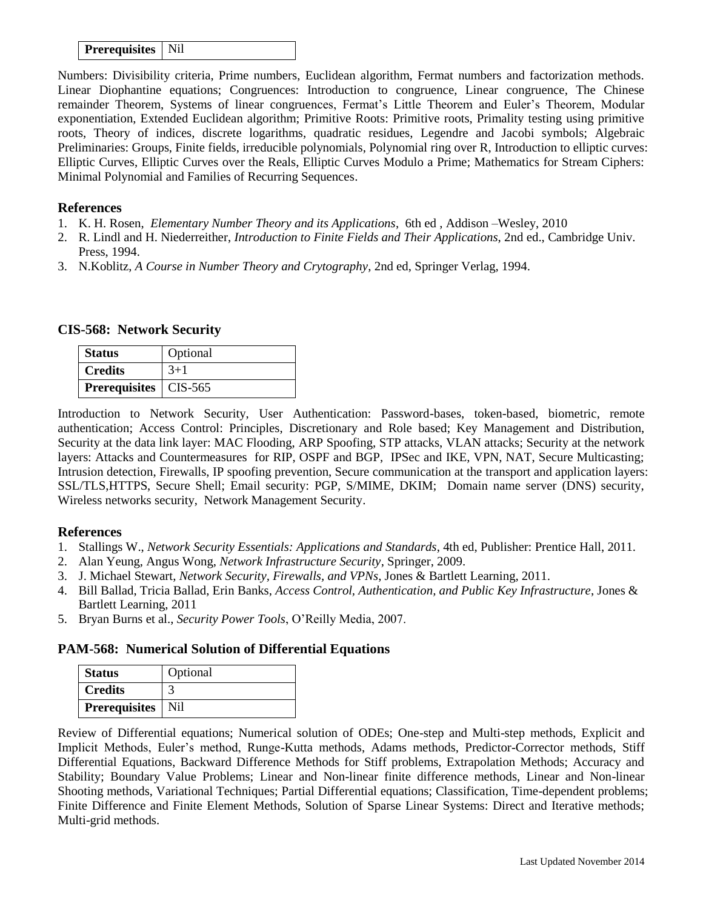| Prerequisites | Nil |
|---|---|

Numbers: Divisibility criteria, Prime numbers, Euclidean algorithm, Fermat numbers and factorization methods. Linear Diophantine equations; Congruences: Introduction to congruence, Linear congruence, The Chinese remainder Theorem, Systems of linear congruences, Fermat's Little Theorem and Euler's Theorem, Modular exponentiation, Extended Euclidean algorithm; Primitive Roots: Primitive roots, Primality testing using primitive roots, Theory of indices, discrete logarithms, quadratic residues, Legendre and Jacobi symbols; Algebraic Preliminaries: Groups, Finite fields, irreducible polynomials, Polynomial ring over R, Introduction to elliptic curves: Elliptic Curves, Elliptic Curves over the Reals, Elliptic Curves Modulo a Prime; Mathematics for Stream Ciphers: Minimal Polynomial and Families of Recurring Sequences.

### References

1. K. H. Rosen, *Elementary Number Theory and its Applications*, 6th ed , Addison –Wesley, 2010
2. R. Lindl and H. Niederreither, *Introduction to Finite Fields and Their Applications*, 2nd ed., Cambridge Univ. Press, 1994.
3. N.Koblitz, *A Course in Number Theory and Crytography*, 2nd ed, Springer Verlag, 1994.

## CIS-568: Network Security

| Status | Optional |
|---|---|
| **Credits** | 3+1 |
| **Prerequisites** | CIS-565 |

Introduction to Network Security, User Authentication: Password-bases, token-based, biometric, remote authentication; Access Control: Principles, Discretionary and Role based; Key Management and Distribution, Security at the data link layer: MAC Flooding, ARP Spoofing, STP attacks, VLAN attacks; Security at the network layers: Attacks and Countermeasures for RIP, OSPF and BGP, IPSec and IKE, VPN, NAT, Secure Multicasting; Intrusion detection, Firewalls, IP spoofing prevention, Secure communication at the transport and application layers: SSL/TLS,HTTPS, Secure Shell; Email security: PGP, S/MIME, DKIM; Domain name server (DNS) security, Wireless networks security, Network Management Security.

### References

1. Stallings W., *Network Security Essentials: Applications and Standards*, 4th ed, Publisher: Prentice Hall, 2011.
2. Alan Yeung, Angus Wong, *Network Infrastructure Security*, Springer, 2009.
3. J. Michael Stewart, *Network Security, Firewalls, and VPNs*, Jones & Bartlett Learning, 2011.
4. Bill Ballad, Tricia Ballad, Erin Banks, *Access Control, Authentication, and Public Key Infrastructure*, Jones & Bartlett Learning, 2011
5. Bryan Burns et al., *Security Power Tools*, O'Reilly Media, 2007.

## PAM-568: Numerical Solution of Differential Equations

| Status | Optional |
|---|---|
| **Credits** | 3 |
| **Prerequisites** | Nil |

Review of Differential equations; Numerical solution of ODEs; One-step and Multi-step methods, Explicit and Implicit Methods, Euler's method, Runge-Kutta methods, Adams methods, Predictor-Corrector methods, Stiff Differential Equations, Backward Difference Methods for Stiff problems, Extrapolation Methods; Accuracy and Stability; Boundary Value Problems; Linear and Non-linear finite difference methods, Linear and Non-linear Shooting methods, Variational Techniques; Partial Differential equations; Classification, Time-dependent problems; Finite Difference and Finite Element Methods, Solution of Sparse Linear Systems: Direct and Iterative methods; Multi-grid methods.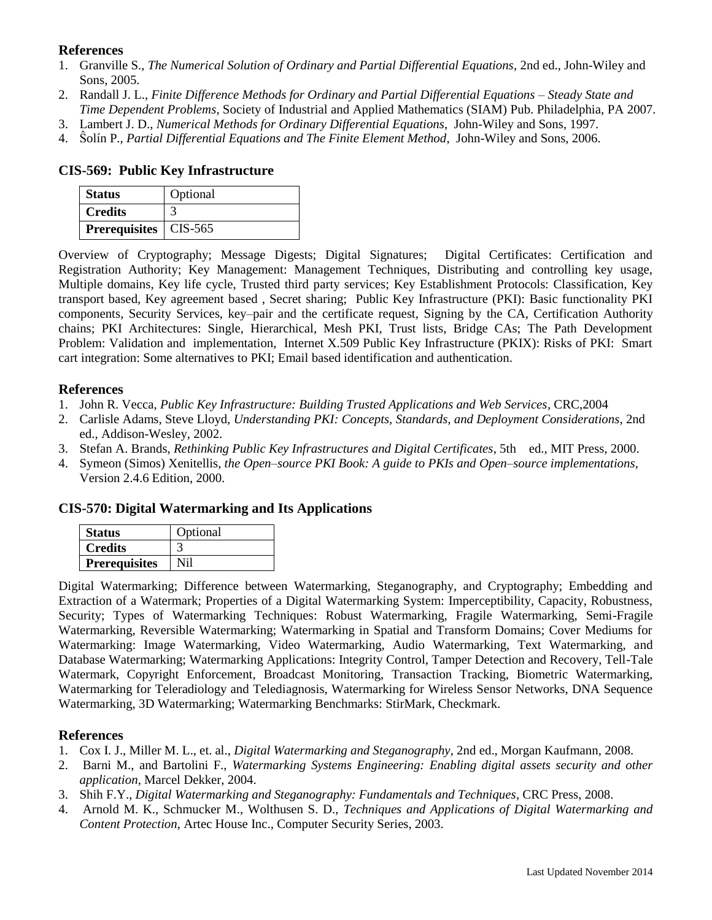### References

1. Granville S., *The Numerical Solution of Ordinary and Partial Differential Equations*, 2nd ed., John-Wiley and Sons, 2005.
2. Randall J. L., *Finite Difference Methods for Ordinary and Partial Differential Equations – Steady State and Time Dependent Problems*, Society of Industrial and Applied Mathematics (SIAM) Pub. Philadelphia, PA 2007.
3. Lambert J. D., *Numerical Methods for Ordinary Differential Equations*, John-Wiley and Sons, 1997.
4. Ŝolín P., *Partial Differential Equations and The Finite Element Method*, John-Wiley and Sons, 2006.

## CIS-569: Public Key Infrastructure

| **Status** | Optional |
|---|---|
| **Credits** | 3 |
| **Prerequisites** | CIS-565 |

Overview of Cryptography; Message Digests; Digital Signatures; Digital Certificates: Certification and Registration Authority; Key Management: Management Techniques, Distributing and controlling key usage, Multiple domains, Key life cycle, Trusted third party services; Key Establishment Protocols: Classification, Key transport based, Key agreement based , Secret sharing; Public Key Infrastructure (PKI): Basic functionality PKI components, Security Services, key–pair and the certificate request, Signing by the CA, Certification Authority chains; PKI Architectures: Single, Hierarchical, Mesh PKI, Trust lists, Bridge CAs; The Path Development Problem: Validation and implementation, Internet X.509 Public Key Infrastructure (PKIX): Risks of PKI: Smart cart integration: Some alternatives to PKI; Email based identification and authentication.

### References

1. John R. Vecca, *Public Key Infrastructure: Building Trusted Applications and Web Services*, CRC,2004
2. Carlisle Adams, Steve Lloyd, *Understanding PKI: Concepts, Standards, and Deployment Considerations*, 2nd ed., Addison-Wesley, 2002.
3. Stefan A. Brands, *Rethinking Public Key Infrastructures and Digital Certificates*, 5th ed., MIT Press, 2000.
4. Symeon (Simos) Xenitellis, *the Open–source PKI Book: A guide to PKIs and Open–source implementations*, Version 2.4.6 Edition, 2000.

## CIS-570: Digital Watermarking and Its Applications

| **Status** | Optional |
|---|---|
| **Credits** | 3 |
| **Prerequisites** | Nil |

Digital Watermarking; Difference between Watermarking, Steganography, and Cryptography; Embedding and Extraction of a Watermark; Properties of a Digital Watermarking System: Imperceptibility, Capacity, Robustness, Security; Types of Watermarking Techniques: Robust Watermarking, Fragile Watermarking, Semi-Fragile Watermarking, Reversible Watermarking; Watermarking in Spatial and Transform Domains; Cover Mediums for Watermarking: Image Watermarking, Video Watermarking, Audio Watermarking, Text Watermarking, and Database Watermarking; Watermarking Applications: Integrity Control, Tamper Detection and Recovery, Tell-Tale Watermark, Copyright Enforcement, Broadcast Monitoring, Transaction Tracking, Biometric Watermarking, Watermarking for Teleradiology and Telediagnosis, Watermarking for Wireless Sensor Networks, DNA Sequence Watermarking, 3D Watermarking; Watermarking Benchmarks: StirMark, Checkmark.

### References

1. Cox I. J., Miller M. L., et. al., *Digital Watermarking and Steganography*, 2nd ed., Morgan Kaufmann, 2008.
2. Barni M., and Bartolini F., *Watermarking Systems Engineering: Enabling digital assets security and other application*, Marcel Dekker, 2004.
3. Shih F.Y., *Digital Watermarking and Steganography: Fundamentals and Techniques*, CRC Press, 2008.
4. Arnold M. K., Schmucker M., Wolthusen S. D., *Techniques and Applications of Digital Watermarking and Content Protection*, Artec House Inc., Computer Security Series, 2003.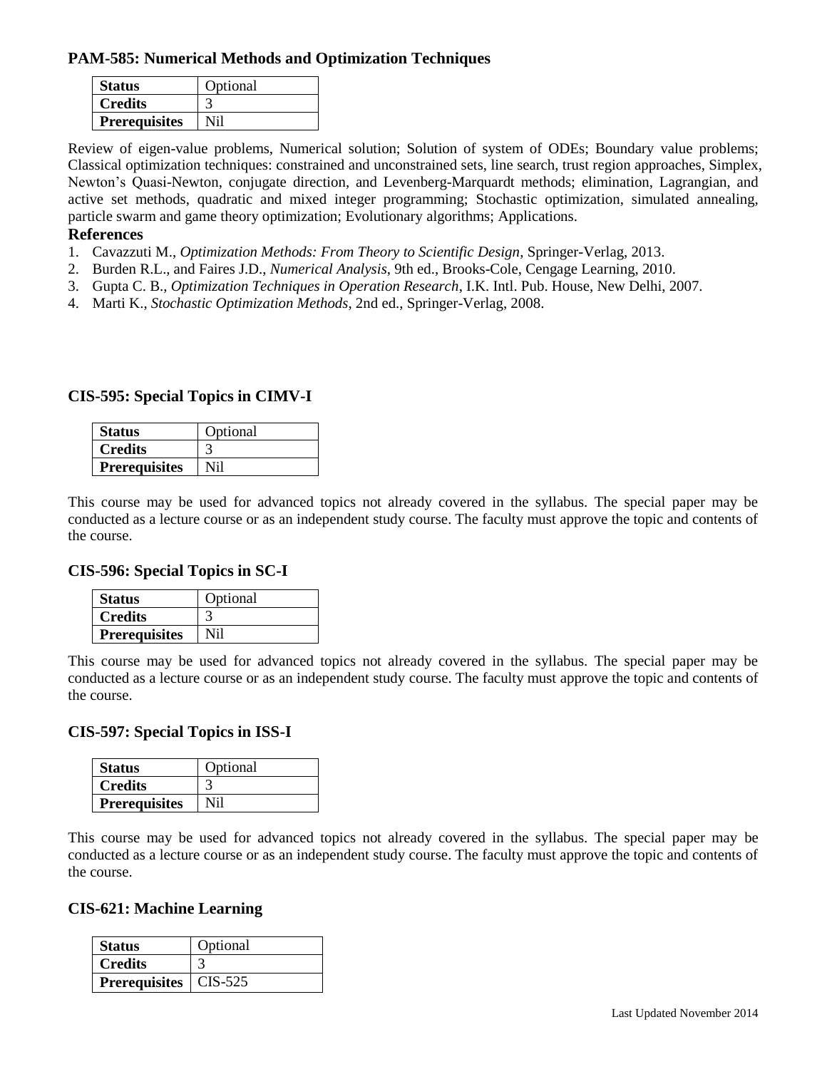### PAM-585: Numerical Methods and Optimization Techniques

| **Status** | Optional |
|---|---|
| **Credits** | 3 |
| **Prerequisites** | Nil |

Review of eigen-value problems, Numerical solution; Solution of system of ODEs; Boundary value problems; Classical optimization techniques: constrained and unconstrained sets, line search, trust region approaches, Simplex, Newton's Quasi-Newton, conjugate direction, and Levenberg-Marquardt methods; elimination, Lagrangian, and active set methods, quadratic and mixed integer programming; Stochastic optimization, simulated annealing, particle swarm and game theory optimization; Evolutionary algorithms; Applications.

**References**

1. Cavazzuti M., *Optimization Methods: From Theory to Scientific Design*, Springer-Verlag, 2013.
2. Burden R.L., and Faires J.D., *Numerical Analysis*, 9th ed., Brooks-Cole, Cengage Learning, 2010.
3. Gupta C. B., *Optimization Techniques in Operation Research*, I.K. Intl. Pub. House, New Delhi, 2007.
4. Marti K., *Stochastic Optimization Methods*, 2nd ed., Springer-Verlag, 2008.

### CIS-595: Special Topics in CIMV-I

| **Status** | Optional |
|---|---|
| **Credits** | 3 |
| **Prerequisites** | Nil |

This course may be used for advanced topics not already covered in the syllabus. The special paper may be conducted as a lecture course or as an independent study course. The faculty must approve the topic and contents of the course.

### CIS-596: Special Topics in SC-I

| **Status** | Optional |
|---|---|
| **Credits** | 3 |
| **Prerequisites** | Nil |

This course may be used for advanced topics not already covered in the syllabus. The special paper may be conducted as a lecture course or as an independent study course. The faculty must approve the topic and contents of the course.

### CIS-597: Special Topics in ISS-I

| **Status** | Optional |
|---|---|
| **Credits** | 3 |
| **Prerequisites** | Nil |

This course may be used for advanced topics not already covered in the syllabus. The special paper may be conducted as a lecture course or as an independent study course. The faculty must approve the topic and contents of the course.

### CIS-621: Machine Learning

| **Status** | Optional |
|---|---|
| **Credits** | 3 |
| **Prerequisites** | CIS-525 |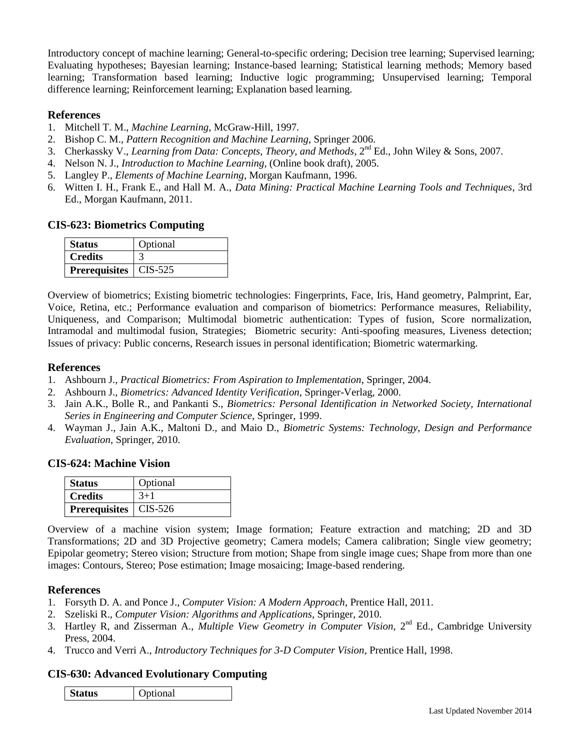Introductory concept of machine learning; General-to-specific ordering; Decision tree learning; Supervised learning; Evaluating hypotheses; Bayesian learning; Instance-based learning; Statistical learning methods; Memory based learning; Transformation based learning; Inductive logic programming; Unsupervised learning; Temporal difference learning; Reinforcement learning; Explanation based learning.

### References

1. Mitchell T. M., *Machine Learning*, McGraw-Hill, 1997.
2. Bishop C. M., *Pattern Recognition and Machine Learning*, Springer 2006.
3. Cherkassky V., *Learning from Data: Concepts, Theory, and Methods*, 2nd Ed., John Wiley & Sons, 2007.
4. Nelson N. J., *Introduction to Machine Learning*, (Online book draft), 2005.
5. Langley P., *Elements of Machine Learning*, Morgan Kaufmann, 1996.
6. Witten I. H., Frank E., and Hall M. A., *Data Mining: Practical Machine Learning Tools and Techniques*, 3rd Ed., Morgan Kaufmann, 2011.

## CIS-623: Biometrics Computing

| **Status** | Optional |
|---|---|
| **Credits** | 3 |
| **Prerequisites** | CIS-525 |

Overview of biometrics; Existing biometric technologies: Fingerprints, Face, Iris, Hand geometry, Palmprint, Ear, Voice, Retina, etc.; Performance evaluation and comparison of biometrics: Performance measures, Reliability, Uniqueness, and Comparison; Multimodal biometric authentication: Types of fusion, Score normalization, Intramodal and multimodal fusion, Strategies; Biometric security: Anti-spoofing measures, Liveness detection; Issues of privacy: Public concerns, Research issues in personal identification; Biometric watermarking.

### References

1. Ashbourn J., *Practical Biometrics: From Aspiration to Implementation*, Springer, 2004.
2. Ashbourn J., *Biometrics: Advanced Identity Verification*, Springer-Verlag, 2000.
3. Jain A.K., Bolle R., and Pankanti S., *Biometrics: Personal Identification in Networked Society, International Series in Engineering and Computer Science*, Springer, 1999.
4. Wayman J., Jain A.K., Maltoni D., and Maio D., *Biometric Systems: Technology, Design and Performance Evaluation*, Springer, 2010.

## CIS-624: Machine Vision

| **Status** | Optional |
|---|---|
| **Credits** | 3+1 |
| **Prerequisites** | CIS-526 |

Overview of a machine vision system; Image formation; Feature extraction and matching; 2D and 3D Transformations; 2D and 3D Projective geometry; Camera models; Camera calibration; Single view geometry; Epipolar geometry; Stereo vision; Structure from motion; Shape from single image cues; Shape from more than one images: Contours, Stereo; Pose estimation; Image mosaicing; Image-based rendering.

### References

1. Forsyth D. A. and Ponce J., *Computer Vision: A Modern Approach*, Prentice Hall, 2011.
2. Szeliski R., *Computer Vision: Algorithms and Applications*, Springer, 2010.
3. Hartley R, and Zisserman A., *Multiple View Geometry in Computer Vision*, 2nd Ed., Cambridge University Press, 2004.
4. Trucco and Verri A., *Introductory Techniques for 3-D Computer Vision*, Prentice Hall, 1998.

## CIS-630: Advanced Evolutionary Computing

| **Status** | Optional |
|---|---|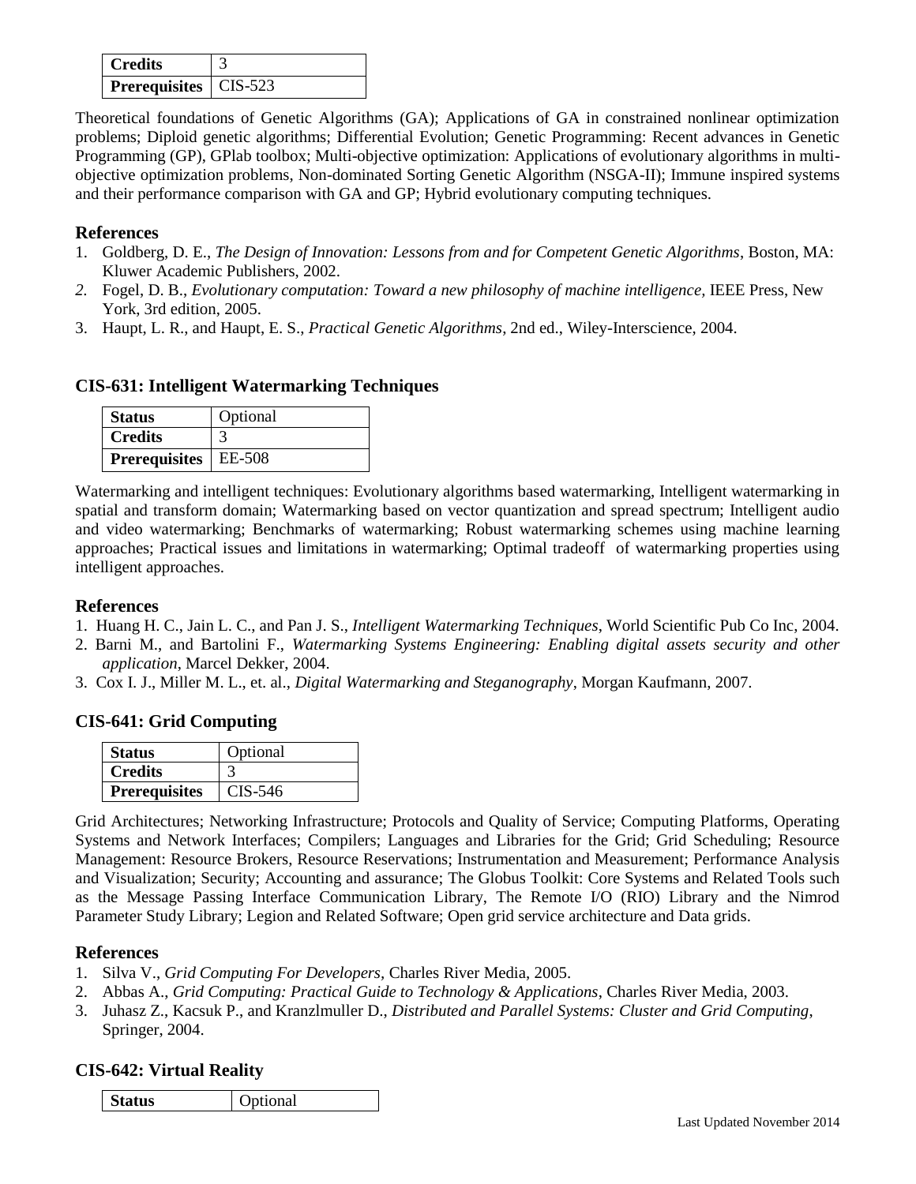| Credits | 3 |
| --- | --- |
| Prerequisites | CIS-523 |

Theoretical foundations of Genetic Algorithms (GA); Applications of GA in constrained nonlinear optimization problems; Diploid genetic algorithms; Differential Evolution; Genetic Programming: Recent advances in Genetic Programming (GP), GPlab toolbox; Multi-objective optimization: Applications of evolutionary algorithms in multi-objective optimization problems, Non-dominated Sorting Genetic Algorithm (NSGA-II); Immune inspired systems and their performance comparison with GA and GP; Hybrid evolutionary computing techniques.

### References

1. Goldberg, D. E., *The Design of Innovation: Lessons from and for Competent Genetic Algorithms*, Boston, MA: Kluwer Academic Publishers, 2002.
2. Fogel, D. B., *Evolutionary computation: Toward a new philosophy of machine intelligence,* IEEE Press, New York, 3rd edition, 2005.
3. Haupt, L. R., and Haupt, E. S., *Practical Genetic Algorithms*, 2nd ed., Wiley-Interscience, 2004.

## CIS-631: Intelligent Watermarking Techniques

| Status | Optional |
| --- | --- |
| Credits | 3 |
| Prerequisites | EE-508 |

Watermarking and intelligent techniques: Evolutionary algorithms based watermarking, Intelligent watermarking in spatial and transform domain; Watermarking based on vector quantization and spread spectrum; Intelligent audio and video watermarking; Benchmarks of watermarking; Robust watermarking schemes using machine learning approaches; Practical issues and limitations in watermarking; Optimal tradeoff of watermarking properties using intelligent approaches.

### References

1. Huang H. C., Jain L. C., and Pan J. S., *Intelligent Watermarking Techniques*, World Scientific Pub Co Inc, 2004.
2. Barni M., and Bartolini F., *Watermarking Systems Engineering: Enabling digital assets security and other application*, Marcel Dekker, 2004.
3. Cox I. J., Miller M. L., et. al., *Digital Watermarking and Steganography*, Morgan Kaufmann, 2007.

## CIS-641: Grid Computing

| Status | Optional |
| --- | --- |
| Credits | 3 |
| Prerequisites | CIS-546 |

Grid Architectures; Networking Infrastructure; Protocols and Quality of Service; Computing Platforms, Operating Systems and Network Interfaces; Compilers; Languages and Libraries for the Grid; Grid Scheduling; Resource Management: Resource Brokers, Resource Reservations; Instrumentation and Measurement; Performance Analysis and Visualization; Security; Accounting and assurance; The Globus Toolkit: Core Systems and Related Tools such as the Message Passing Interface Communication Library, The Remote I/O (RIO) Library and the Nimrod Parameter Study Library; Legion and Related Software; Open grid service architecture and Data grids.

### References

1. Silva V., *Grid Computing For Developers,* Charles River Media, 2005.
2. Abbas A., *Grid Computing: Practical Guide to Technology & Applications*, Charles River Media, 2003.
3. Juhasz Z., Kacsuk P., and Kranzlmuller D., *Distributed and Parallel Systems: Cluster and Grid Computing*, Springer, 2004.

## CIS-642: Virtual Reality

| Status | Optional |
| --- | --- |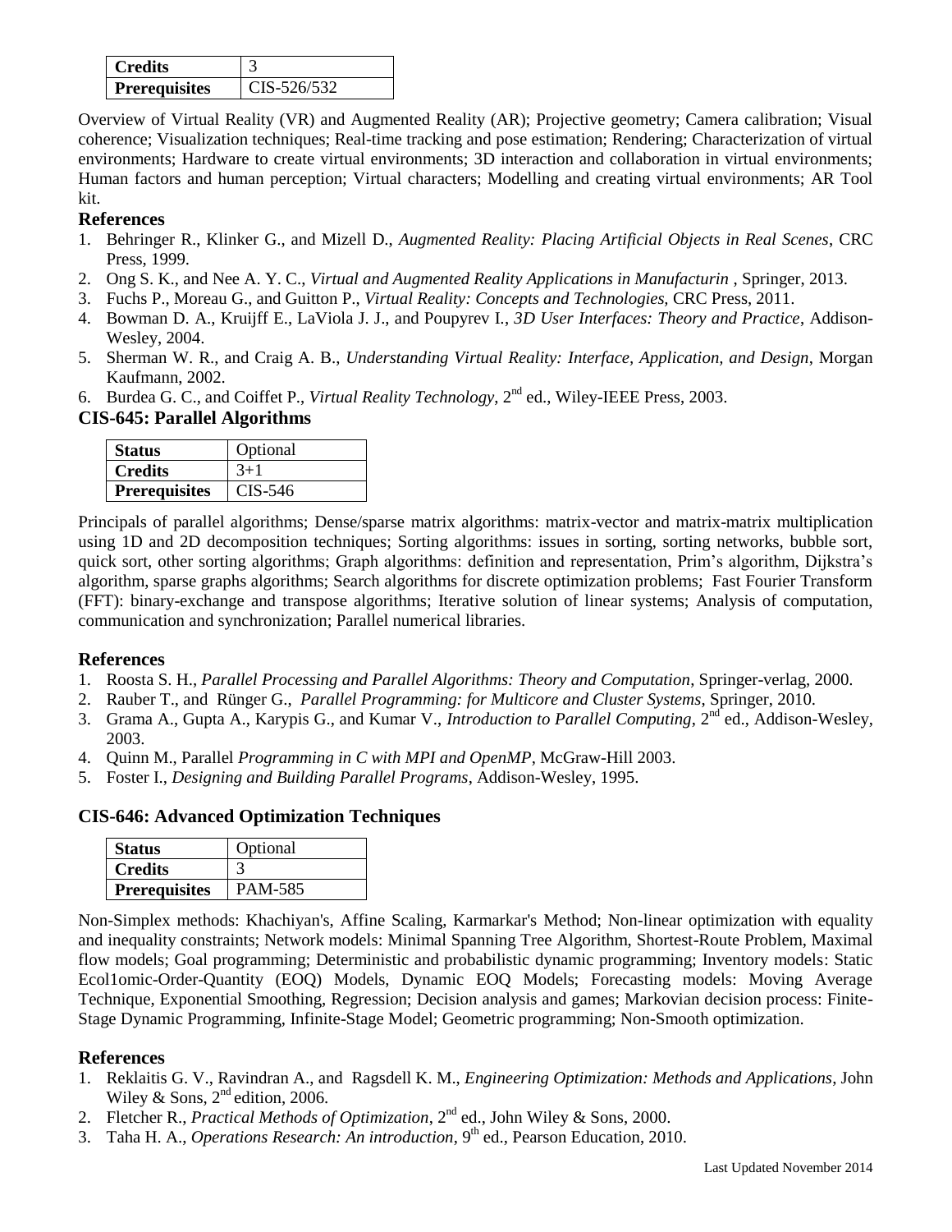| Credits | 3 |
| --- | --- |
| **Prerequisites** | CIS-526/532 |

Overview of Virtual Reality (VR) and Augmented Reality (AR); Projective geometry; Camera calibration; Visual coherence; Visualization techniques; Real-time tracking and pose estimation; Rendering; Characterization of virtual environments; Hardware to create virtual environments; 3D interaction and collaboration in virtual environments; Human factors and human perception; Virtual characters; Modelling and creating virtual environments; AR Tool kit.

### References

1. Behringer R., Klinker G., and Mizell D., *Augmented Reality: Placing Artificial Objects in Real Scenes*, CRC Press, 1999.
2. Ong S. K., and Nee A. Y. C., *Virtual and Augmented Reality Applications in Manufacturin* , Springer, 2013.
3. Fuchs P., Moreau G., and Guitton P., *Virtual Reality: Concepts and Technologies*, CRC Press, 2011.
4. Bowman D. A., Kruijff E., LaViola J. J., and Poupyrev I., *3D User Interfaces: Theory and Practice*, Addison-Wesley, 2004.
5. Sherman W. R., and Craig A. B., *Understanding Virtual Reality: Interface, Application, and Design*, Morgan Kaufmann, 2002.
6. Burdea G. C., and Coiffet P., *Virtual Reality Technology*, 2nd ed., Wiley-IEEE Press, 2003.

## CIS-645: Parallel Algorithms

| Status | Optional |
| --- | --- |
| **Credits** | 3+1 |
| **Prerequisites** | CIS-546 |

Principals of parallel algorithms; Dense/sparse matrix algorithms: matrix-vector and matrix-matrix multiplication using 1D and 2D decomposition techniques; Sorting algorithms: issues in sorting, sorting networks, bubble sort, quick sort, other sorting algorithms; Graph algorithms: definition and representation, Prim's algorithm, Dijkstra's algorithm, sparse graphs algorithms; Search algorithms for discrete optimization problems; Fast Fourier Transform (FFT): binary-exchange and transpose algorithms; Iterative solution of linear systems; Analysis of computation, communication and synchronization; Parallel numerical libraries.

### References

1. Roosta S. H., *Parallel Processing and Parallel Algorithms: Theory and Computation*, Springer-verlag, 2000.
2. Rauber T., and Rünger G., *Parallel Programming: for Multicore and Cluster Systems*, Springer, 2010.
3. Grama A., Gupta A., Karypis G., and Kumar V., *Introduction to Parallel Computing*, 2nd ed., Addison-Wesley, 2003.
4. Quinn M., Parallel *Programming in C with MPI and OpenMP*, McGraw-Hill 2003.
5. Foster I., *Designing and Building Parallel Programs*, Addison-Wesley, 1995.

## CIS-646: Advanced Optimization Techniques

| Status | Optional |
| --- | --- |
| **Credits** | 3 |
| **Prerequisites** | PAM-585 |

Non-Simplex methods: Khachiyan's, Affine Scaling, Karmarkar's Method; Non-linear optimization with equality and inequality constraints; Network models: Minimal Spanning Tree Algorithm, Shortest-Route Problem, Maximal flow models; Goal programming; Deterministic and probabilistic dynamic programming; Inventory models: Static Ecol1omic-Order-Quantity (EOQ) Models, Dynamic EOQ Models; Forecasting models: Moving Average Technique, Exponential Smoothing, Regression; Decision analysis and games; Markovian decision process: Finite-Stage Dynamic Programming, Infinite-Stage Model; Geometric programming; Non-Smooth optimization.

### References

1. Reklaitis G. V., Ravindran A., and Ragsdell K. M., *Engineering Optimization: Methods and Applications*, John Wiley & Sons, 2nd edition, 2006.
2. Fletcher R., *Practical Methods of Optimization*, 2nd ed., John Wiley & Sons, 2000.
3. Taha H. A., *Operations Research: An introduction*, 9th ed., Pearson Education, 2010.

Last Updated November 2014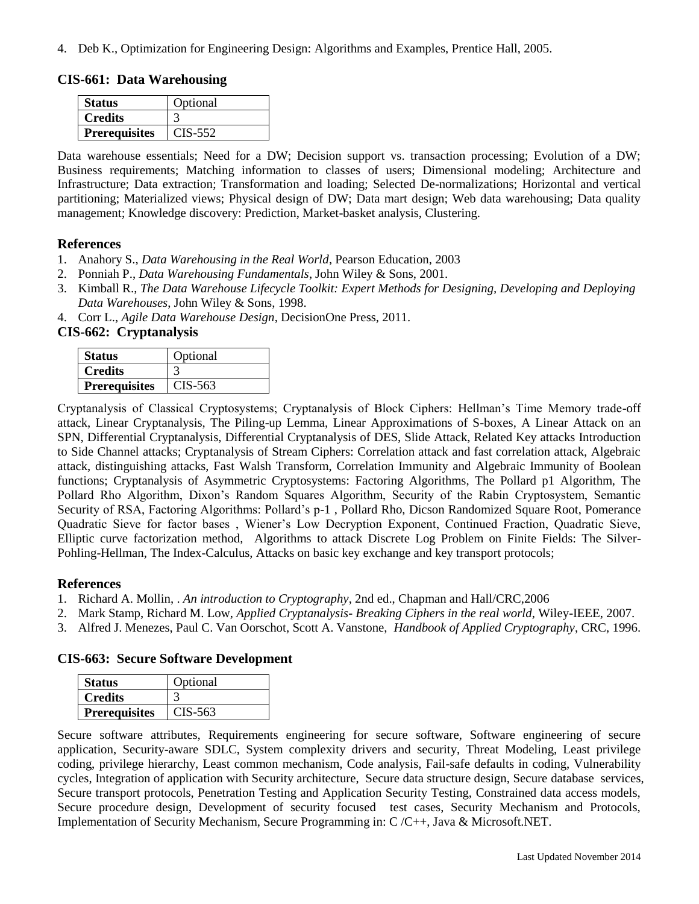4. Deb K., Optimization for Engineering Design: Algorithms and Examples, Prentice Hall, 2005.

### CIS-661: Data Warehousing

| **Status** | Optional |
|---|---|
| **Credits** | 3 |
| **Prerequisites** | CIS-552 |

Data warehouse essentials; Need for a DW; Decision support vs. transaction processing; Evolution of a DW; Business requirements; Matching information to classes of users; Dimensional modeling; Architecture and Infrastructure; Data extraction; Transformation and loading; Selected De-normalizations; Horizontal and vertical partitioning; Materialized views; Physical design of DW; Data mart design; Web data warehousing; Data quality management; Knowledge discovery: Prediction, Market-basket analysis, Clustering.

#### References

1. Anahory S., *Data Warehousing in the Real World*, Pearson Education, 2003
2. Ponniah P., *Data Warehousing Fundamentals*, John Wiley & Sons, 2001.
3. Kimball R., *The Data Warehouse Lifecycle Toolkit: Expert Methods for Designing, Developing and Deploying Data Warehouses*, John Wiley & Sons, 1998.
4. Corr L., *Agile Data Warehouse Design*, DecisionOne Press, 2011.

### CIS-662: Cryptanalysis

| **Status** | Optional |
|---|---|
| **Credits** | 3 |
| **Prerequisites** | CIS-563 |

Cryptanalysis of Classical Cryptosystems; Cryptanalysis of Block Ciphers: Hellman's Time Memory trade-off attack, Linear Cryptanalysis, The Piling-up Lemma, Linear Approximations of S-boxes, A Linear Attack on an SPN, Differential Cryptanalysis, Differential Cryptanalysis of DES, Slide Attack, Related Key attacks Introduction to Side Channel attacks; Cryptanalysis of Stream Ciphers: Correlation attack and fast correlation attack, Algebraic attack, distinguishing attacks, Fast Walsh Transform, Correlation Immunity and Algebraic Immunity of Boolean functions; Cryptanalysis of Asymmetric Cryptosystems: Factoring Algorithms, The Pollard p1 Algorithm, The Pollard Rho Algorithm, Dixon's Random Squares Algorithm, Security of the Rabin Cryptosystem, Semantic Security of RSA, Factoring Algorithms: Pollard's p-1 , Pollard Rho, Dicson Randomized Square Root, Pomerance Quadratic Sieve for factor bases , Wiener's Low Decryption Exponent, Continued Fraction, Quadratic Sieve, Elliptic curve factorization method, Algorithms to attack Discrete Log Problem on Finite Fields: The Silver-Pohling-Hellman, The Index-Calculus, Attacks on basic key exchange and key transport protocols;

#### References

1. Richard A. Mollin, . *An introduction to Cryptography*, 2nd ed., Chapman and Hall/CRC,2006
2. Mark Stamp, Richard M. Low, *Applied Cryptanalysis- Breaking Ciphers in the real world*, Wiley-IEEE, 2007.
3. Alfred J. Menezes, Paul C. Van Oorschot, Scott A. Vanstone, *Handbook of Applied Cryptography*, CRC, 1996.

### CIS-663: Secure Software Development

| **Status** | Optional |
|---|---|
| **Credits** | 3 |
| **Prerequisites** | CIS-563 |

Secure software attributes, Requirements engineering for secure software, Software engineering of secure application, Security-aware SDLC, System complexity drivers and security, Threat Modeling, Least privilege coding, privilege hierarchy, Least common mechanism, Code analysis, Fail-safe defaults in coding, Vulnerability cycles, Integration of application with Security architecture, Secure data structure design, Secure database services, Secure transport protocols, Penetration Testing and Application Security Testing, Constrained data access models, Secure procedure design, Development of security focused test cases, Security Mechanism and Protocols, Implementation of Security Mechanism, Secure Programming in: C /C++, Java & Microsoft.NET.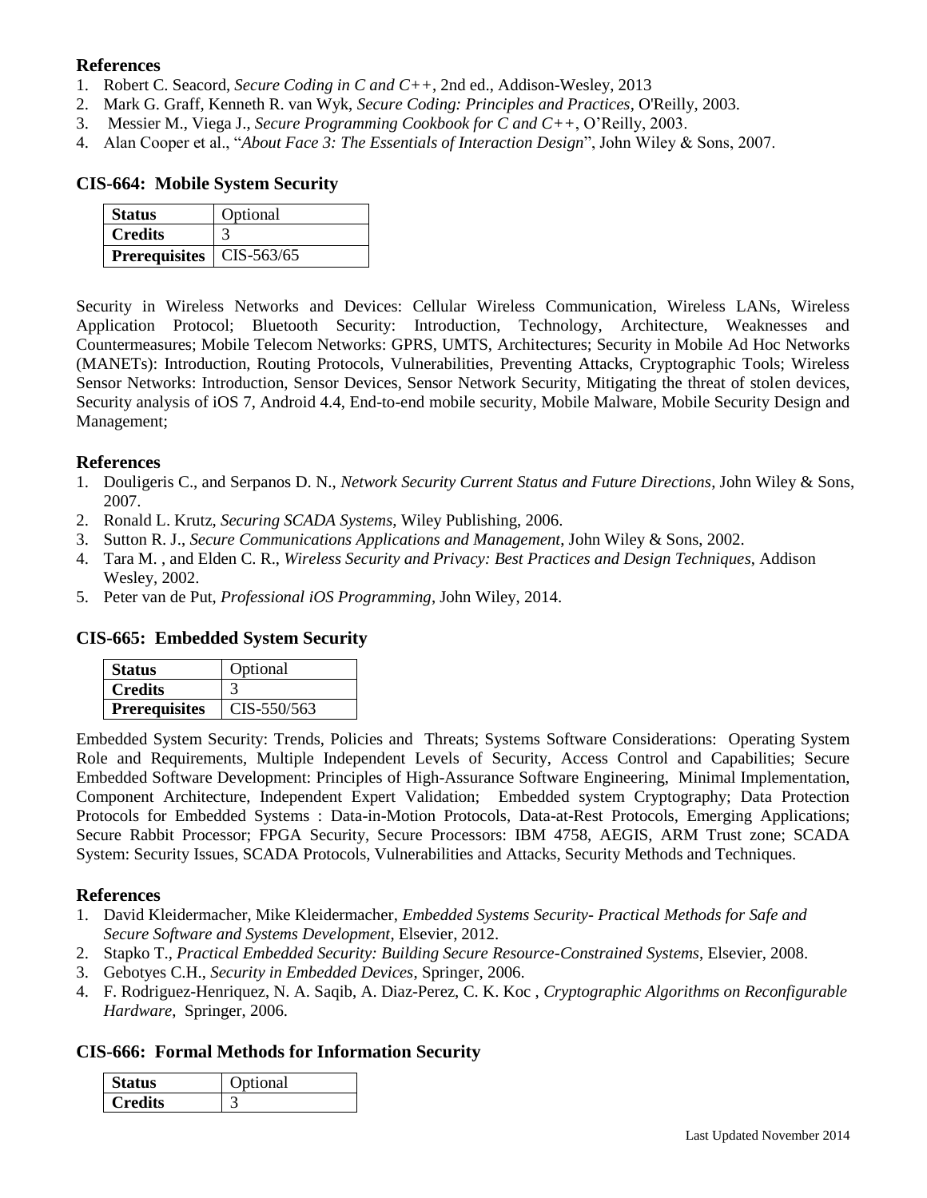### References

1. Robert C. Seacord, *Secure Coding in C and C++*, 2nd ed., Addison-Wesley, 2013
2. Mark G. Graff, Kenneth R. van Wyk, *Secure Coding: Principles and Practices*, O'Reilly, 2003.
3. Messier M., Viega J., *Secure Programming Cookbook for C and C++*, O'Reilly, 2003.
4. Alan Cooper et al., "*About Face 3: The Essentials of Interaction Design*", John Wiley & Sons, 2007.

## CIS-664: Mobile System Security

| **Status** | Optional |
|---|---|
| **Credits** | 3 |
| **Prerequisites** | CIS-563/65 |

Security in Wireless Networks and Devices: Cellular Wireless Communication, Wireless LANs, Wireless Application Protocol; Bluetooth Security: Introduction, Technology, Architecture, Weaknesses and Countermeasures; Mobile Telecom Networks: GPRS, UMTS, Architectures; Security in Mobile Ad Hoc Networks (MANETs): Introduction, Routing Protocols, Vulnerabilities, Preventing Attacks, Cryptographic Tools; Wireless Sensor Networks: Introduction, Sensor Devices, Sensor Network Security, Mitigating the threat of stolen devices, Security analysis of iOS 7, Android 4.4, End-to-end mobile security, Mobile Malware, Mobile Security Design and Management;

### References

1. Douligeris C., and Serpanos D. N., *Network Security Current Status and Future Directions*, John Wiley & Sons, 2007.
2. Ronald L. Krutz, *Securing SCADA Systems*, Wiley Publishing, 2006.
3. Sutton R. J., *Secure Communications Applications and Management*, John Wiley & Sons, 2002.
4. Tara M. , and Elden C. R., *Wireless Security and Privacy: Best Practices and Design Techniques*, Addison Wesley, 2002.
5. Peter van de Put, *Professional iOS Programming*, John Wiley, 2014.

## CIS-665: Embedded System Security

| **Status** | Optional |
|---|---|
| **Credits** | 3 |
| **Prerequisites** | CIS-550/563 |

Embedded System Security: Trends, Policies and Threats; Systems Software Considerations: Operating System Role and Requirements, Multiple Independent Levels of Security, Access Control and Capabilities; Secure Embedded Software Development: Principles of High-Assurance Software Engineering, Minimal Implementation, Component Architecture, Independent Expert Validation; Embedded system Cryptography; Data Protection Protocols for Embedded Systems : Data-in-Motion Protocols, Data-at-Rest Protocols, Emerging Applications; Secure Rabbit Processor; FPGA Security, Secure Processors: IBM 4758, AEGIS, ARM Trust zone; SCADA System: Security Issues, SCADA Protocols, Vulnerabilities and Attacks, Security Methods and Techniques.

### References

1. David Kleidermacher, Mike Kleidermacher, *Embedded Systems Security- Practical Methods for Safe and Secure Software and Systems Development*, Elsevier, 2012.
2. Stapko T., *Practical Embedded Security: Building Secure Resource-Constrained Systems*, Elsevier, 2008.
3. Gebotyes C.H., *Security in Embedded Devices*, Springer, 2006.
4. F. Rodriguez-Henriquez, N. A. Saqib, A. Diaz-Perez, C. K. Koc , *Cryptographic Algorithms on Reconfigurable Hardware*, Springer, 2006.

## CIS-666: Formal Methods for Information Security

| **Status** | Optional |
|---|---|
| **Credits** | 3 |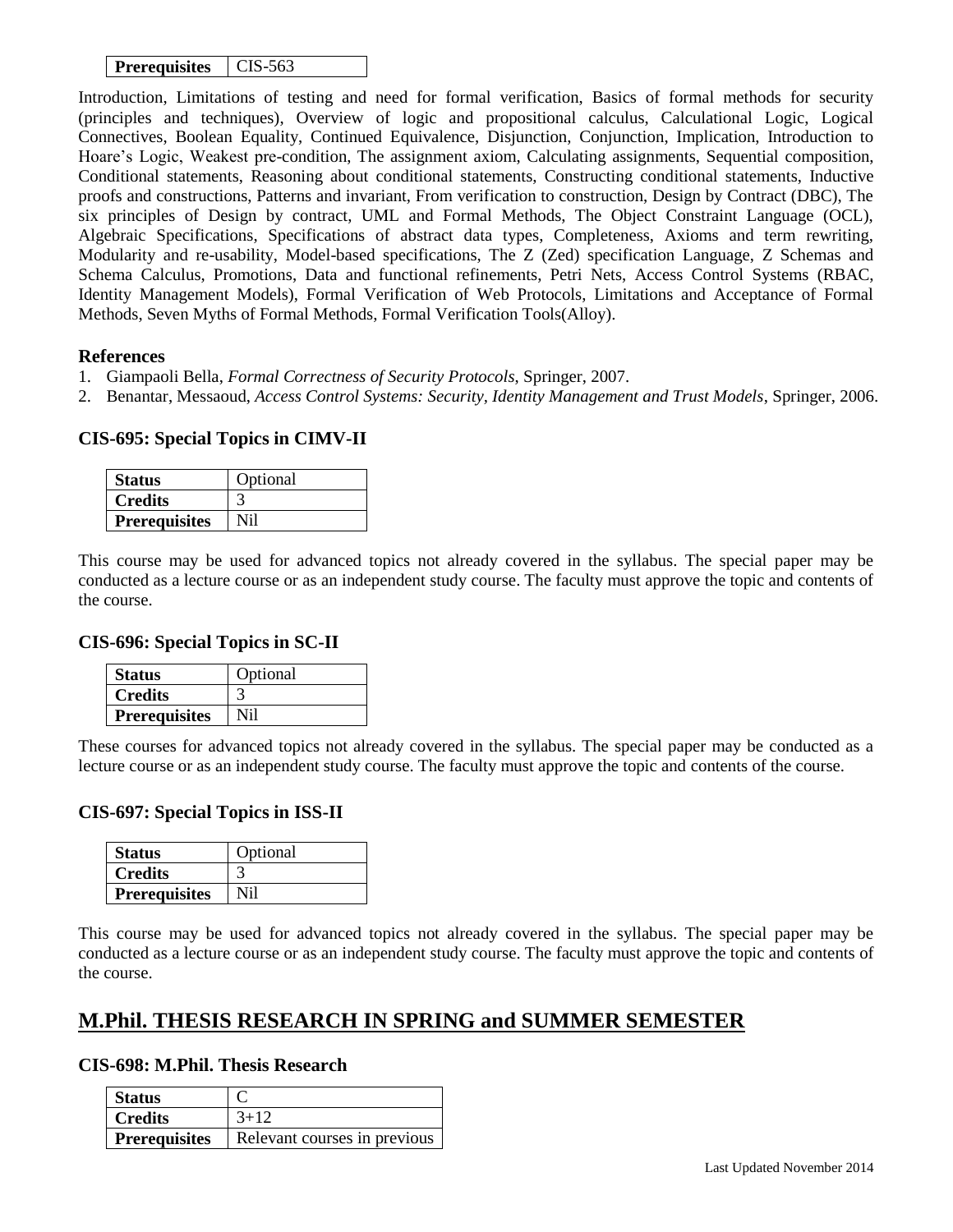| Prerequisites | CIS-563 |
|---|---|

Introduction, Limitations of testing and need for formal verification, Basics of formal methods for security (principles and techniques), Overview of logic and propositional calculus, Calculational Logic, Logical Connectives, Boolean Equality, Continued Equivalence, Disjunction, Conjunction, Implication, Introduction to Hoare's Logic, Weakest pre-condition, The assignment axiom, Calculating assignments, Sequential composition, Conditional statements, Reasoning about conditional statements, Constructing conditional statements, Inductive proofs and constructions, Patterns and invariant, From verification to construction, Design by Contract (DBC), The six principles of Design by contract, UML and Formal Methods, The Object Constraint Language (OCL), Algebraic Specifications, Specifications of abstract data types, Completeness, Axioms and term rewriting, Modularity and re-usability, Model-based specifications, The Z (Zed) specification Language, Z Schemas and Schema Calculus, Promotions, Data and functional refinements, Petri Nets, Access Control Systems (RBAC, Identity Management Models), Formal Verification of Web Protocols, Limitations and Acceptance of Formal Methods, Seven Myths of Formal Methods, Formal Verification Tools(Alloy).

### References

1. Giampaoli Bella, *Formal Correctness of Security Protocols*, Springer, 2007.
2. Benantar, Messaoud, *Access Control Systems: Security, Identity Management and Trust Models*, Springer, 2006.

### CIS-695: Special Topics in CIMV-II

| Status | Optional |
|---|---|
| Credits | 3 |
| Prerequisites | Nil |

This course may be used for advanced topics not already covered in the syllabus. The special paper may be conducted as a lecture course or as an independent study course. The faculty must approve the topic and contents of the course.

### CIS-696: Special Topics in SC-II

| Status | Optional |
|---|---|
| Credits | 3 |
| Prerequisites | Nil |

These courses for advanced topics not already covered in the syllabus. The special paper may be conducted as a lecture course or as an independent study course. The faculty must approve the topic and contents of the course.

### CIS-697: Special Topics in ISS-II

| Status | Optional |
|---|---|
| Credits | 3 |
| Prerequisites | Nil |

This course may be used for advanced topics not already covered in the syllabus. The special paper may be conducted as a lecture course or as an independent study course. The faculty must approve the topic and contents of the course.

## M.Phil. THESIS RESEARCH IN SPRING and SUMMER SEMESTER

### CIS-698: M.Phil. Thesis Research

| Status | C |
|---|---|
| Credits | 3+12 |
| Prerequisites | Relevant courses in previous |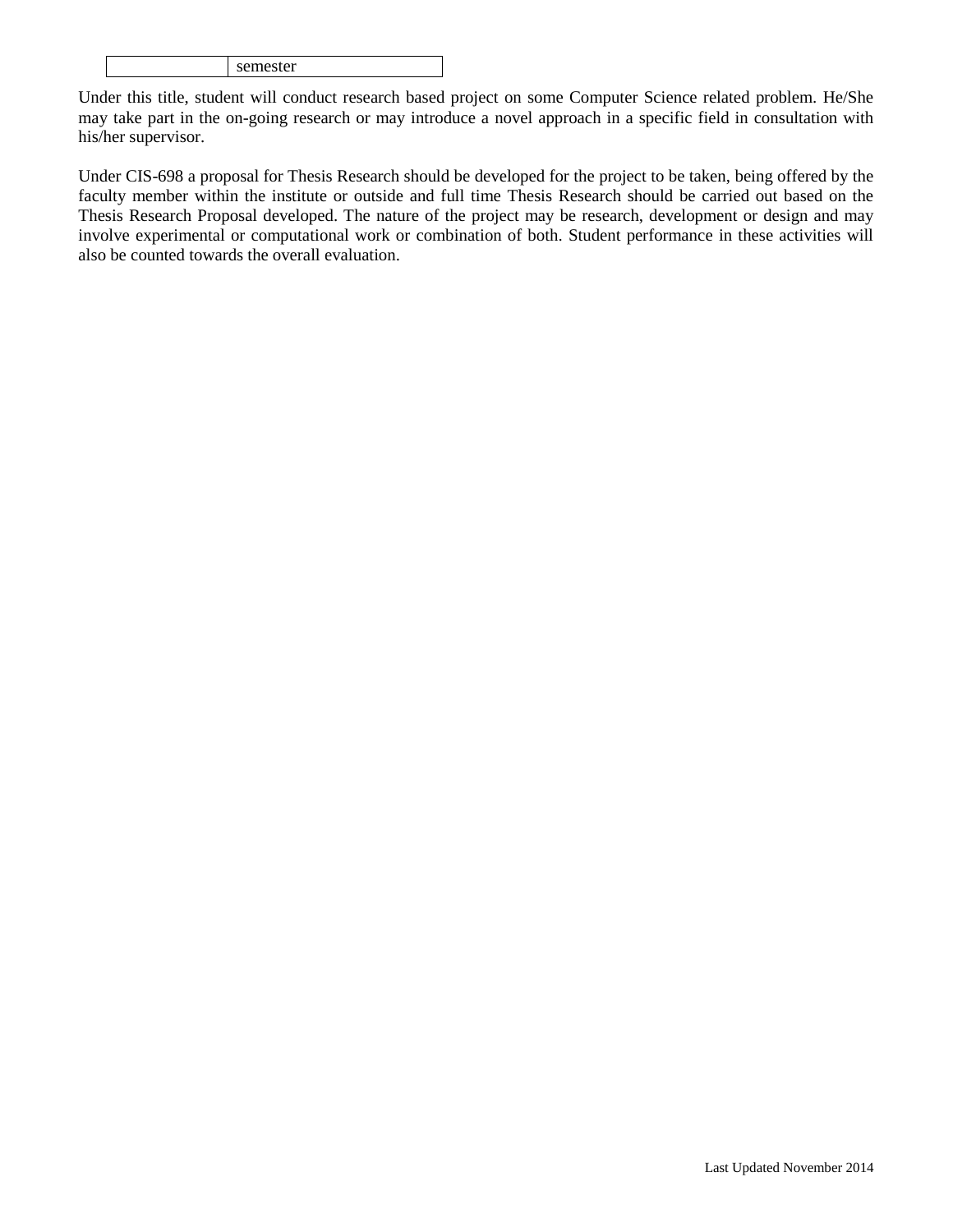| | |
|---|---|
| | semester |

Under this title, student will conduct research based project on some Computer Science related problem. He/She may take part in the on-going research or may introduce a novel approach in a specific field in consultation with his/her supervisor.

Under CIS-698 a proposal for Thesis Research should be developed for the project to be taken, being offered by the faculty member within the institute or outside and full time Thesis Research should be carried out based on the Thesis Research Proposal developed. The nature of the project may be research, development or design and may involve experimental or computational work or combination of both. Student performance in these activities will also be counted towards the overall evaluation.

Last Updated November 2014